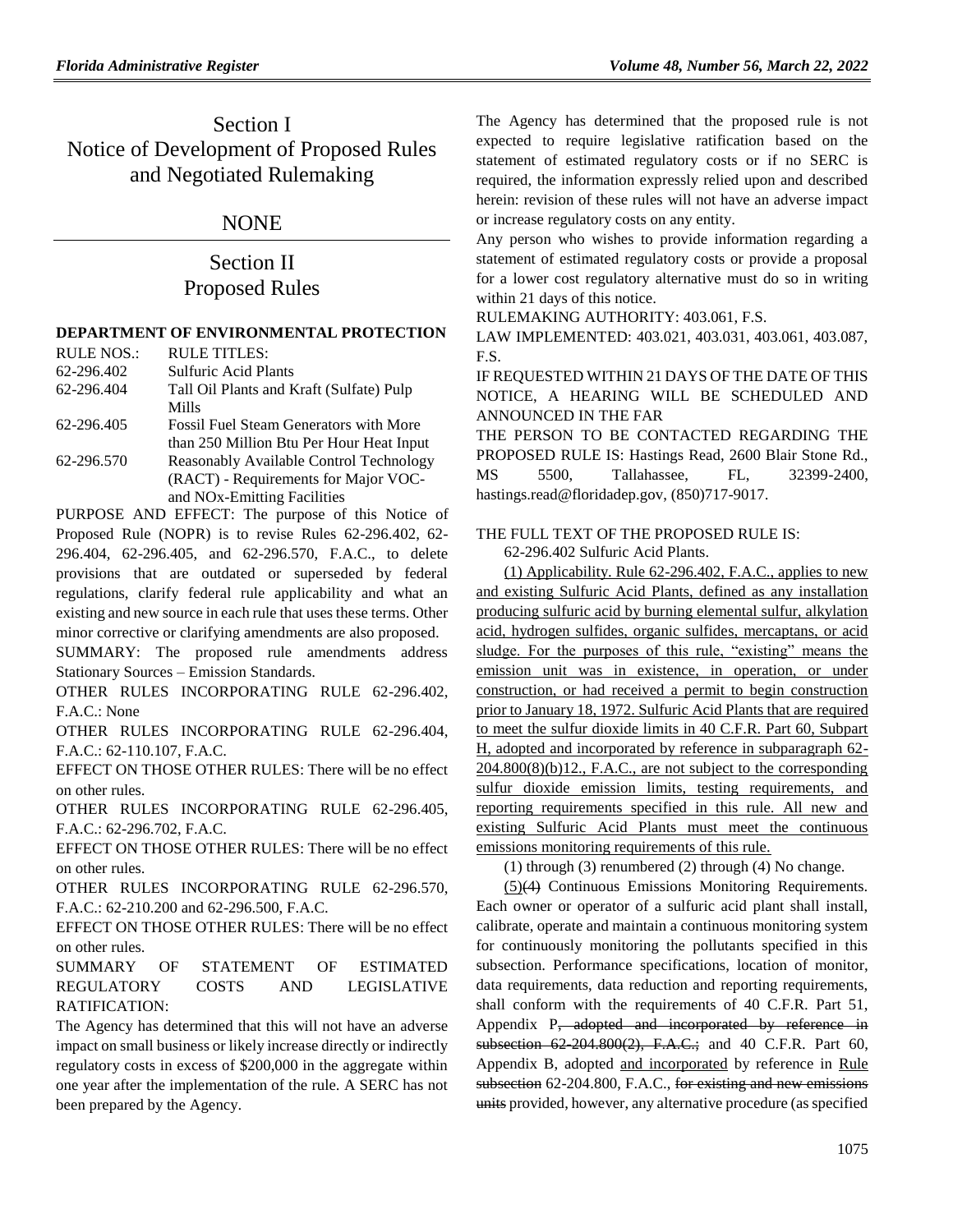# Section I
# Notice of Development of Proposed Rules and Negotiated Rulemaking

## NONE

# Section II
# Proposed Rules

### DEPARTMENT OF ENVIRONMENTAL PROTECTION

| RULE NOS.: | RULE TITLES: |
|---|---|
| 62-296.402 | Sulfuric Acid Plants |
| 62-296.404 | Tall Oil Plants and Kraft (Sulfate) Pulp Mills |
| 62-296.405 | Fossil Fuel Steam Generators with More than 250 Million Btu Per Hour Heat Input |
| 62-296.570 | Reasonably Available Control Technology (RACT) - Requirements for Major VOC- and NOx-Emitting Facilities |

PURPOSE AND EFFECT: The purpose of this Notice of Proposed Rule (NOPR) is to revise Rules 62-296.402, 62-296.404, 62-296.405, and 62-296.570, F.A.C., to delete provisions that are outdated or superseded by federal regulations, clarify federal rule applicability and what an existing and new source in each rule that uses these terms. Other minor corrective or clarifying amendments are also proposed.

SUMMARY: The proposed rule amendments address Stationary Sources – Emission Standards.

OTHER RULES INCORPORATING RULE 62-296.402, F.A.C.: None

OTHER RULES INCORPORATING RULE 62-296.404, F.A.C.: 62-110.107, F.A.C.

EFFECT ON THOSE OTHER RULES: There will be no effect on other rules.

OTHER RULES INCORPORATING RULE 62-296.405, F.A.C.: 62-296.702, F.A.C.

EFFECT ON THOSE OTHER RULES: There will be no effect on other rules.

OTHER RULES INCORPORATING RULE 62-296.570, F.A.C.: 62-210.200 and 62-296.500, F.A.C.

EFFECT ON THOSE OTHER RULES: There will be no effect on other rules.

SUMMARY OF STATEMENT OF ESTIMATED REGULATORY COSTS AND LEGISLATIVE RATIFICATION:

The Agency has determined that this will not have an adverse impact on small business or likely increase directly or indirectly regulatory costs in excess of $200,000 in the aggregate within one year after the implementation of the rule. A SERC has not been prepared by the Agency.

The Agency has determined that the proposed rule is not expected to require legislative ratification based on the statement of estimated regulatory costs or if no SERC is required, the information expressly relied upon and described herein: revision of these rules will not have an adverse impact or increase regulatory costs on any entity.

Any person who wishes to provide information regarding a statement of estimated regulatory costs or provide a proposal for a lower cost regulatory alternative must do so in writing within 21 days of this notice.

RULEMAKING AUTHORITY: 403.061, F.S.

LAW IMPLEMENTED: 403.021, 403.031, 403.061, 403.087, F.S.

IF REQUESTED WITHIN 21 DAYS OF THE DATE OF THIS NOTICE, A HEARING WILL BE SCHEDULED AND ANNOUNCED IN THE FAR

THE PERSON TO BE CONTACTED REGARDING THE PROPOSED RULE IS: Hastings Read, 2600 Blair Stone Rd., MS 5500, Tallahassee, FL, 32399-2400, hastings.read@floridadep.gov, (850)717-9017.

THE FULL TEXT OF THE PROPOSED RULE IS:

62-296.402 Sulfuric Acid Plants.

(1) Applicability. Rule 62-296.402, F.A.C., applies to new and existing Sulfuric Acid Plants, defined as any installation producing sulfuric acid by burning elemental sulfur, alkylation acid, hydrogen sulfides, organic sulfides, mercaptans, or acid sludge. For the purposes of this rule, "existing" means the emission unit was in existence, in operation, or under construction, or had received a permit to begin construction prior to January 18, 1972. Sulfuric Acid Plants that are required to meet the sulfur dioxide limits in 40 C.F.R. Part 60, Subpart H, adopted and incorporated by reference in subparagraph 62-204.800(8)(b)12., F.A.C., are not subject to the corresponding sulfur dioxide emission limits, testing requirements, and reporting requirements specified in this rule. All new and existing Sulfuric Acid Plants must meet the continuous emissions monitoring requirements of this rule.

(1) through (3) renumbered (2) through (4) No change.

(5)~~(4)~~ Continuous Emissions Monitoring Requirements. Each owner or operator of a sulfuric acid plant shall install, calibrate, operate and maintain a continuous monitoring system for continuously monitoring the pollutants specified in this subsection. Performance specifications, location of monitor, data requirements, data reduction and reporting requirements, shall conform with the requirements of 40 C.F.R. Part 51, Appendix P~~, adopted and incorporated by reference in subsection 62-204.800(2), F.A.C.;~~ and 40 C.F.R. Part 60, Appendix B, adopted and incorporated by reference in Rule ~~subsection~~ 62-204.800, F.A.C., ~~for existing and new emissions units~~ provided, however, any alternative procedure (as specified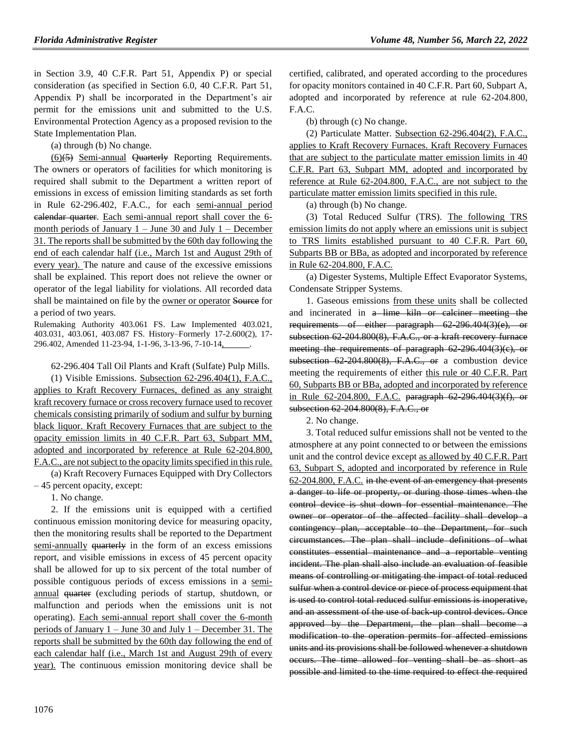in Section 3.9, 40 C.F.R. Part 51, Appendix P) or special consideration (as specified in Section 6.0, 40 C.F.R. Part 51, Appendix P) shall be incorporated in the Department's air permit for the emissions unit and submitted to the U.S. Environmental Protection Agency as a proposed revision to the State Implementation Plan.

(a) through (b) No change.

<u>(6)</u>~~(5)~~ <u>Semi-annual</u> ~~Quarterly~~ Reporting Requirements. The owners or operators of facilities for which monitoring is required shall submit to the Department a written report of emissions in excess of emission limiting standards as set forth in Rule 62-296.402, F.A.C., for each <u>semi-annual period</u> ~~calendar quarter~~. <u>Each semi-annual report shall cover the 6-month periods of January 1 – June 30 and July 1 – December 31. The reports shall be submitted by the 60th day following the end of each calendar half (i.e., March 1st and August 29th of every year).</u> The nature and cause of the excessive emissions shall be explained. This report does not relieve the owner or operator of the legal liability for violations. All recorded data shall be maintained on file by the <u>owner or operator</u> ~~Source~~ for a period of two years.

Rulemaking Authority 403.061 FS. Law Implemented 403.021, 403.031, 403.061, 403.087 FS. History–Formerly 17-2.600(2), 17-296.402, Amended 11-23-94, 1-1-96, 3-13-96, 7-10-14<u>, ______</u>.

62-296.404 Tall Oil Plants and Kraft (Sulfate) Pulp Mills.

(1) Visible Emissions. <u>Subsection 62-296.404(1), F.A.C., applies to Kraft Recovery Furnaces, defined as any straight kraft recovery furnace or cross recovery furnace used to recover chemicals consisting primarily of sodium and sulfur by burning black liquor. Kraft Recovery Furnaces that are subject to the opacity emission limits in 40 C.F.R. Part 63, Subpart MM, adopted and incorporated by reference at Rule 62-204.800, F.A.C., are not subject to the opacity limits specified in this rule.</u>

(a) Kraft Recovery Furnaces Equipped with Dry Collectors – 45 percent opacity, except:

1. No change.

2. If the emissions unit is equipped with a certified continuous emission monitoring device for measuring opacity, then the monitoring results shall be reported to the Department <u>semi-annually</u> ~~quarterly~~ in the form of an excess emissions report, and visible emissions in excess of 45 percent opacity shall be allowed for up to six percent of the total number of possible contiguous periods of excess emissions in a <u>semi-annual</u> ~~quarter~~ (excluding periods of startup, shutdown, or malfunction and periods when the emissions unit is not operating). <u>Each semi-annual report shall cover the 6-month periods of January 1 – June 30 and July 1 – December 31. The reports shall be submitted by the 60th day following the end of each calendar half (i.e., March 1st and August 29th of every year).</u> The continuous emission monitoring device shall be certified, calibrated, and operated according to the procedures for opacity monitors contained in 40 C.F.R. Part 60, Subpart A, adopted and incorporated by reference at rule 62-204.800, F.A.C.

(b) through (c) No change.

(2) Particulate Matter. <u>Subsection 62-296.404(2), F.A.C., applies to Kraft Recovery Furnaces. Kraft Recovery Furnaces that are subject to the particulate matter emission limits in 40 C.F.R. Part 63, Subpart MM, adopted and incorporated by reference at Rule 62-204.800, F.A.C., are not subject to the particulate matter emission limits specified in this rule.</u>

(a) through (b) No change.

(3) Total Reduced Sulfur (TRS). <u>The following TRS emission limits do not apply where an emissions unit is subject to TRS limits established pursuant to 40 C.F.R. Part 60, Subparts BB or BBa, as adopted and incorporated by reference in Rule 62-204.800, F.A.C.</u>

(a) Digester Systems, Multiple Effect Evaporator Systems, Condensate Stripper Systems.

1. Gaseous emissions <u>from these units</u> shall be collected and incinerated in ~~a lime kiln or calciner meeting the requirements of either paragraph 62-296.404(3)(e), or subsection 62-204.800(8), F.A.C., or a kraft recovery furnace meeting the requirements of paragraph 62-296.404(3)(c), or subsection 62-204.800(8), F.A.C., or~~ a combustion device meeting the requirements of either <u>this rule or 40 C.F.R. Part 60, Subparts BB or BBa, adopted and incorporated by reference in Rule 62-204.800, F.A.C.</u> ~~paragraph 62-296.404(3)(f), or subsection 62-204.800(8), F.A.C., or~~

2. No change.

3. Total reduced sulfur emissions shall not be vented to the atmosphere at any point connected to or between the emissions unit and the control device except <u>as allowed by 40 C.F.R. Part 63, Subpart S, adopted and incorporated by reference in Rule 62-204.800, F.A.C.</u> ~~in the event of an emergency that presents a danger to life or property, or during those times when the control device is shut down for essential maintenance. The owner or operator of the affected facility shall develop a contingency plan, acceptable to the Department, for such circumstances. The plan shall include definitions of what constitutes essential maintenance and a reportable venting incident. The plan shall also include an evaluation of feasible means of controlling or mitigating the impact of total reduced sulfur when a control device or piece of process equipment that is used to control total reduced sulfur emissions is inoperative, and an assessment of the use of back-up control devices. Once approved by the Department, the plan shall become a modification to the operation permits for affected emissions units and its provisions shall be followed whenever a shutdown occurs. The time allowed for venting shall be as short as possible and limited to the time required to effect the required~~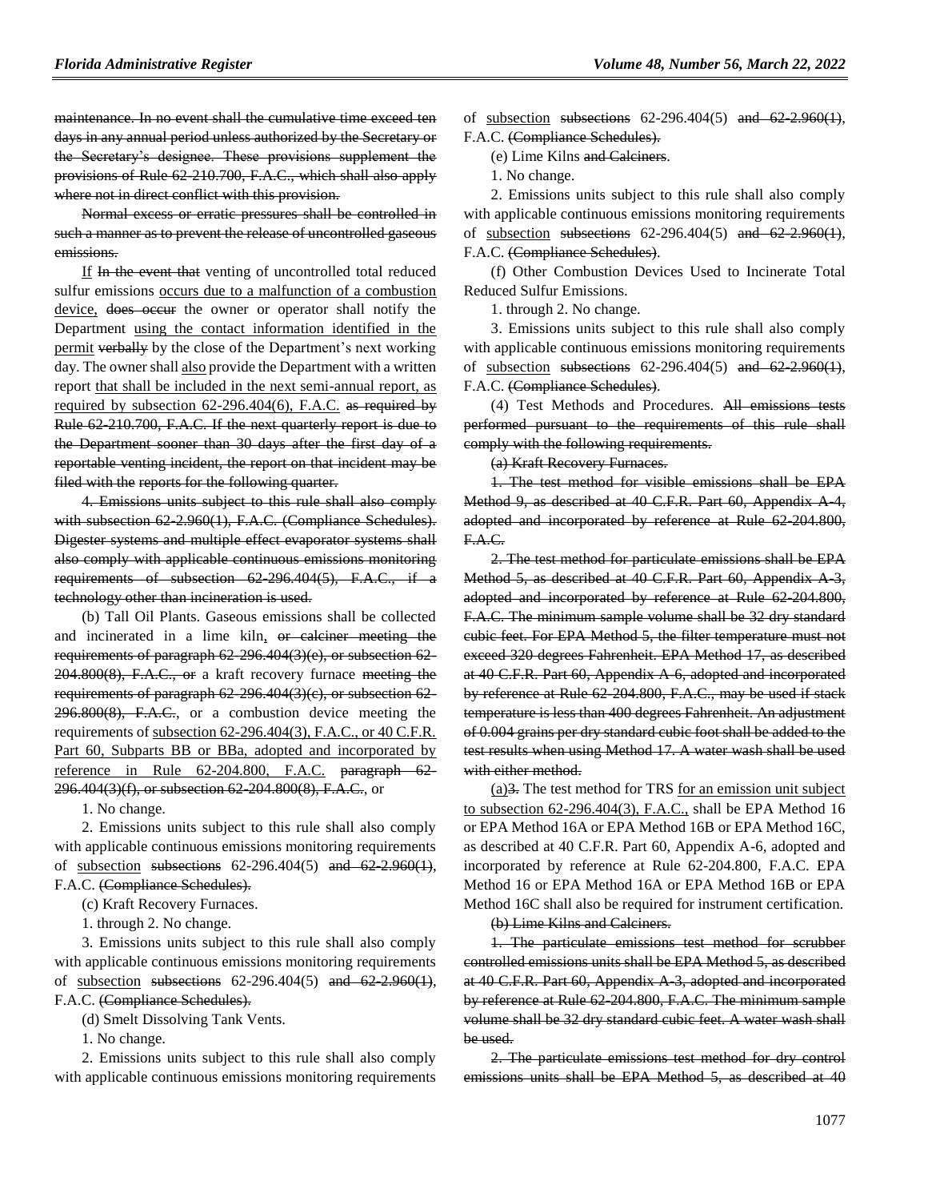~~maintenance. In no event shall the cumulative time exceed ten days in any annual period unless authorized by the Secretary or the Secretary's designee. These provisions supplement the provisions of Rule 62-210.700, F.A.C., which shall also apply where not in direct conflict with this provision.~~

~~Normal excess or erratic pressures shall be controlled in such a manner as to prevent the release of uncontrolled gaseous emissions.~~

<u>If</u> ~~In the event that~~ venting of uncontrolled total reduced sulfur emissions <u>occurs due to a malfunction of a combustion device,</u> ~~does occur~~ the owner or operator shall notify the Department <u>using the contact information identified in the permit</u> ~~verbally~~ by the close of the Department's next working day. The owner shall <u>also</u> provide the Department with a written report <u>that shall be included in the next semi-annual report, as required by subsection 62-296.404(6), F.A.C.</u> ~~as required by Rule 62-210.700, F.A.C. If the next quarterly report is due to the Department sooner than 30 days after the first day of a reportable venting incident, the report on that incident may be filed with the reports for the following quarter.~~

~~4. Emissions units subject to this rule shall also comply with subsection 62-2.960(1), F.A.C. (Compliance Schedules). Digester systems and multiple effect evaporator systems shall also comply with applicable continuous emissions monitoring requirements of subsection 62-296.404(5), F.A.C., if a technology other than incineration is used.~~

(b) Tall Oil Plants. Gaseous emissions shall be collected and incinerated in a lime kiln<u>,</u> ~~or calciner meeting the requirements of paragraph 62-296.404(3)(e), or subsection 62-204.800(8), F.A.C., or~~ a kraft recovery furnace ~~meeting the requirements of paragraph 62-296.404(3)(c), or subsection 62-296.800(8), F.A.C.~~, or a combustion device meeting the requirements of <u>subsection 62-296.404(3), F.A.C., or 40 C.F.R. Part 60, Subparts BB or BBa, adopted and incorporated by reference in Rule 62-204.800, F.A.C.</u> ~~paragraph 62-296.404(3)(f), or subsection 62-204.800(8), F.A.C.~~, or

1. No change.

2. Emissions units subject to this rule shall also comply with applicable continuous emissions monitoring requirements of <u>subsection</u> ~~subsections~~ 62-296.404(5) ~~and 62-2.960(1)~~, F.A.C. ~~(Compliance Schedules).~~

(c) Kraft Recovery Furnaces.

1. through 2. No change.

3. Emissions units subject to this rule shall also comply with applicable continuous emissions monitoring requirements of <u>subsection</u> ~~subsections~~ 62-296.404(5) ~~and 62-2.960(1)~~, F.A.C. ~~(Compliance Schedules).~~

(d) Smelt Dissolving Tank Vents.

1. No change.

2. Emissions units subject to this rule shall also comply with applicable continuous emissions monitoring requirements of <u>subsection</u> ~~subsections~~ 62-296.404(5) ~~and 62-2.960(1)~~, F.A.C. ~~(Compliance Schedules).~~

(e) Lime Kilns ~~and Calciners~~.

1. No change.

2. Emissions units subject to this rule shall also comply with applicable continuous emissions monitoring requirements of <u>subsection</u> ~~subsections~~ 62-296.404(5) ~~and 62-2.960(1)~~, F.A.C. ~~(Compliance Schedules)~~.

(f) Other Combustion Devices Used to Incinerate Total Reduced Sulfur Emissions.

1. through 2. No change.

3. Emissions units subject to this rule shall also comply with applicable continuous emissions monitoring requirements of <u>subsection</u> ~~subsections~~ 62-296.404(5) ~~and 62-2.960(1)~~, F.A.C. ~~(Compliance Schedules)~~.

(4) Test Methods and Procedures. ~~All emissions tests performed pursuant to the requirements of this rule shall comply with the following requirements.~~

~~(a) Kraft Recovery Furnaces.~~

~~1. The test method for visible emissions shall be EPA Method 9, as described at 40 C.F.R. Part 60, Appendix A-4, adopted and incorporated by reference at Rule 62-204.800, F.A.C.~~

~~2. The test method for particulate emissions shall be EPA Method 5, as described at 40 C.F.R. Part 60, Appendix A-3, adopted and incorporated by reference at Rule 62-204.800, F.A.C. The minimum sample volume shall be 32 dry standard cubic feet. For EPA Method 5, the filter temperature must not exceed 320 degrees Fahrenheit. EPA Method 17, as described at 40 C.F.R. Part 60, Appendix A-6, adopted and incorporated by reference at Rule 62-204.800, F.A.C., may be used if stack temperature is less than 400 degrees Fahrenheit. An adjustment of 0.004 grains per dry standard cubic foot shall be added to the test results when using Method 17. A water wash shall be used with either method.~~

<u>(a)</u>~~3.~~ The test method for TRS <u>for an emission unit subject to subsection 62-296.404(3), F.A.C.,</u> shall be EPA Method 16 or EPA Method 16A or EPA Method 16B or EPA Method 16C, as described at 40 C.F.R. Part 60, Appendix A-6, adopted and incorporated by reference at Rule 62-204.800, F.A.C. EPA Method 16 or EPA Method 16A or EPA Method 16B or EPA Method 16C shall also be required for instrument certification.

~~(b) Lime Kilns and Calciners.~~

~~1. The particulate emissions test method for scrubber controlled emissions units shall be EPA Method 5, as described at 40 C.F.R. Part 60, Appendix A-3, adopted and incorporated by reference at Rule 62-204.800, F.A.C. The minimum sample volume shall be 32 dry standard cubic feet. A water wash shall be used.~~

~~2. The particulate emissions test method for dry control emissions units shall be EPA Method 5, as described at 40~~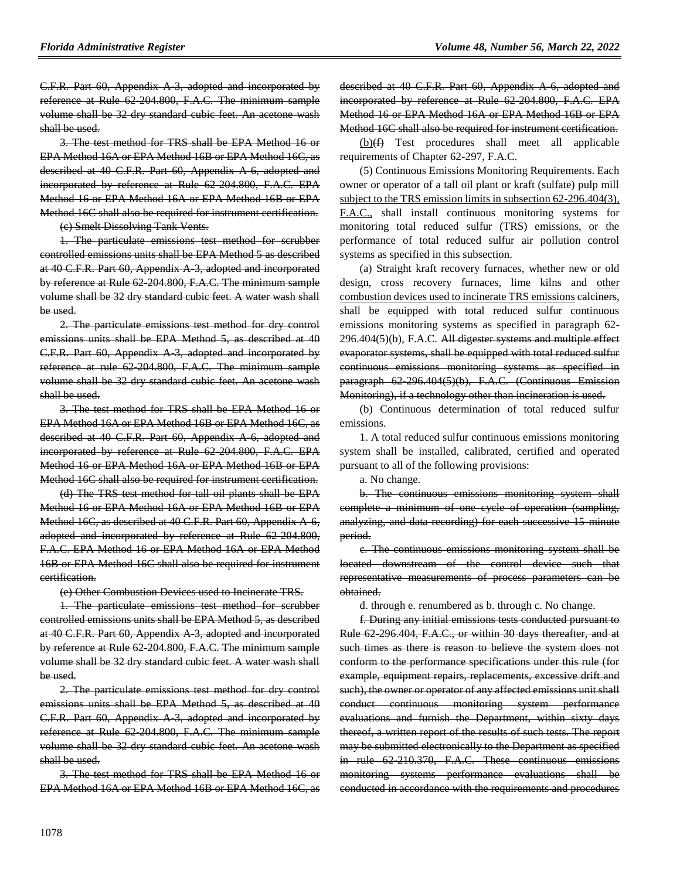~~C.F.R. Part 60, Appendix A-3, adopted and incorporated by reference at Rule 62-204.800, F.A.C. The minimum sample volume shall be 32 dry standard cubic feet. An acetone wash shall be used.~~

~~3. The test method for TRS shall be EPA Method 16 or EPA Method 16A or EPA Method 16B or EPA Method 16C, as described at 40 C.F.R. Part 60, Appendix A-6, adopted and incorporated by reference at Rule 62-204.800, F.A.C. EPA Method 16 or EPA Method 16A or EPA Method 16B or EPA Method 16C shall also be required for instrument certification.~~

~~(c) Smelt Dissolving Tank Vents.~~

~~1. The particulate emissions test method for scrubber controlled emissions units shall be EPA Method 5 as described at 40 C.F.R. Part 60, Appendix A-3, adopted and incorporated by reference at Rule 62-204.800, F.A.C. The minimum sample volume shall be 32 dry standard cubic feet. A water wash shall be used.~~

~~2. The particulate emissions test method for dry control emissions units shall be EPA Method 5, as described at 40 C.F.R. Part 60, Appendix A-3, adopted and incorporated by reference at rule 62-204.800, F.A.C. The minimum sample volume shall be 32 dry standard cubic feet. An acetone wash shall be used.~~

~~3. The test method for TRS shall be EPA Method 16 or EPA Method 16A or EPA Method 16B or EPA Method 16C, as described at 40 C.F.R. Part 60, Appendix A-6, adopted and incorporated by reference at Rule 62-204.800, F.A.C. EPA Method 16 or EPA Method 16A or EPA Method 16B or EPA Method 16C shall also be required for instrument certification.~~

~~(d) The TRS test method for tall oil plants shall be EPA Method 16 or EPA Method 16A or EPA Method 16B or EPA Method 16C, as described at 40 C.F.R. Part 60, Appendix A-6, adopted and incorporated by reference at Rule 62-204.800, F.A.C. EPA Method 16 or EPA Method 16A or EPA Method 16B or EPA Method 16C shall also be required for instrument certification.~~

~~(e) Other Combustion Devices used to Incinerate TRS.~~

~~1. The particulate emissions test method for scrubber controlled emissions units shall be EPA Method 5, as described at 40 C.F.R. Part 60, Appendix A-3, adopted and incorporated by reference at Rule 62-204.800, F.A.C. The minimum sample volume shall be 32 dry standard cubic feet. A water wash shall be used.~~

~~2. The particulate emissions test method for dry control emissions units shall be EPA Method 5, as described at 40 C.F.R. Part 60, Appendix A-3, adopted and incorporated by reference at Rule 62-204.800, F.A.C. The minimum sample volume shall be 32 dry standard cubic feet. An acetone wash shall be used.~~

~~3. The test method for TRS shall be EPA Method 16 or EPA Method 16A or EPA Method 16B or EPA Method 16C, as described at 40 C.F.R. Part 60, Appendix A-6, adopted and incorporated by reference at Rule 62-204.800, F.A.C. EPA Method 16 or EPA Method 16A or EPA Method 16B or EPA Method 16C shall also be required for instrument certification.~~

<u>(b)</u>~~(f)~~ Test procedures shall meet all applicable requirements of Chapter 62-297, F.A.C.

(5) Continuous Emissions Monitoring Requirements. Each owner or operator of a tall oil plant or kraft (sulfate) pulp mill <u>subject to the TRS emission limits in subsection 62-296.404(3), F.A.C.,</u> shall install continuous monitoring systems for monitoring total reduced sulfur (TRS) emissions, or the performance of total reduced sulfur air pollution control systems as specified in this subsection.

(a) Straight kraft recovery furnaces, whether new or old design, cross recovery furnaces, lime kilns and <u>other combustion devices used to incinerate TRS emissions</u> ~~calciners~~, shall be equipped with total reduced sulfur continuous emissions monitoring systems as specified in paragraph 62-296.404(5)(b), F.A.C. ~~All digester systems and multiple effect evaporator systems, shall be equipped with total reduced sulfur continuous emissions monitoring systems as specified in paragraph 62-296.404(5)(b), F.A.C. (Continuous Emission Monitoring), if a technology other than incineration is used.~~

(b) Continuous determination of total reduced sulfur emissions.

1. A total reduced sulfur continuous emissions monitoring system shall be installed, calibrated, certified and operated pursuant to all of the following provisions:

a. No change.

~~b. The continuous emissions monitoring system shall complete a minimum of one cycle of operation (sampling, analyzing, and data recording) for each successive 15-minute period.~~

~~c. The continuous emissions monitoring system shall be located downstream of the control device such that representative measurements of process parameters can be obtained.~~

d. through e. renumbered as b. through c. No change.

~~f. During any initial emissions tests conducted pursuant to Rule 62-296.404, F.A.C., or within 30 days thereafter, and at such times as there is reason to believe the system does not conform to the performance specifications under this rule (for example, equipment repairs, replacements, excessive drift and such), the owner or operator of any affected emissions unit shall conduct continuous monitoring system performance evaluations and furnish the Department, within sixty days thereof, a written report of the results of such tests. The report may be submitted electronically to the Department as specified in rule 62-210.370, F.A.C. These continuous emissions monitoring systems performance evaluations shall be conducted in accordance with the requirements and procedures~~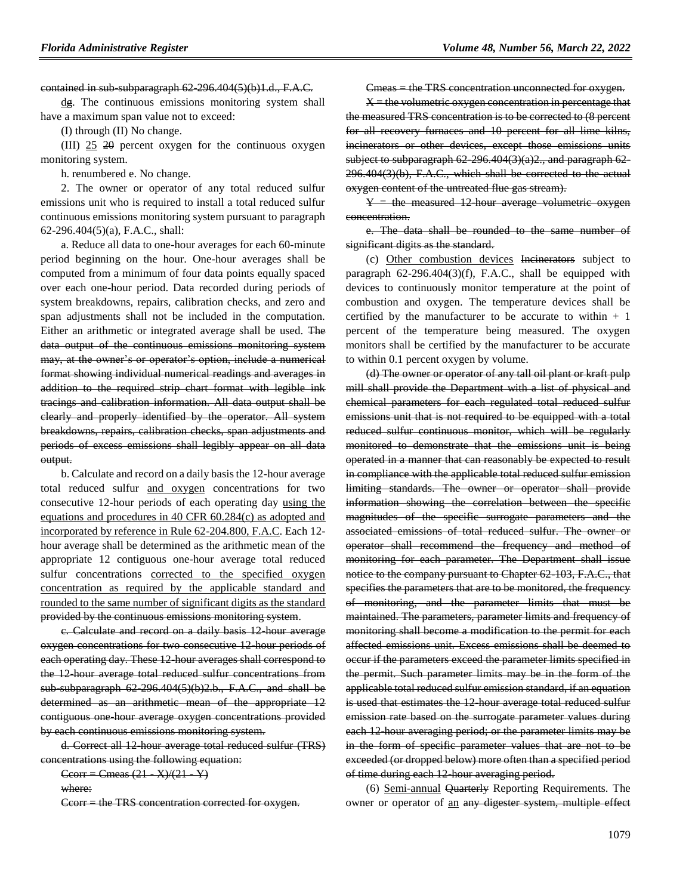contained in sub-subparagraph 62-296.404(5)(b)1.d., F.A.C.

dg. The continuous emissions monitoring system shall have a maximum span value not to exceed:

(I) through (II) No change.

(III) 25 20 percent oxygen for the continuous oxygen monitoring system.

h. renumbered e. No change.

2. The owner or operator of any total reduced sulfur emissions unit who is required to install a total reduced sulfur continuous emissions monitoring system pursuant to paragraph 62-296.404(5)(a), F.A.C., shall:

a. Reduce all data to one-hour averages for each 60-minute period beginning on the hour. One-hour averages shall be computed from a minimum of four data points equally spaced over each one-hour period. Data recorded during periods of system breakdowns, repairs, calibration checks, and zero and span adjustments shall not be included in the computation. Either an arithmetic or integrated average shall be used. The data output of the continuous emissions monitoring system may, at the owner's or operator's option, include a numerical format showing individual numerical readings and averages in addition to the required strip chart format with legible ink tracings and calibration information. All data output shall be clearly and properly identified by the operator. All system breakdowns, repairs, calibration checks, span adjustments and periods of excess emissions shall legibly appear on all data output.

b. Calculate and record on a daily basis the 12-hour average total reduced sulfur and oxygen concentrations for two consecutive 12-hour periods of each operating day using the equations and procedures in 40 CFR 60.284(c) as adopted and incorporated by reference in Rule 62-204.800, F.A.C. Each 12-hour average shall be determined as the arithmetic mean of the appropriate 12 contiguous one-hour average total reduced sulfur concentrations corrected to the specified oxygen concentration as required by the applicable standard and rounded to the same number of significant digits as the standard provided by the continuous emissions monitoring system.

c. Calculate and record on a daily basis 12-hour average oxygen concentrations for two consecutive 12-hour periods of each operating day. These 12-hour averages shall correspond to the 12-hour average total reduced sulfur concentrations from sub-subparagraph 62-296.404(5)(b)2.b., F.A.C., and shall be determined as an arithmetic mean of the appropriate 12 contiguous one-hour average oxygen concentrations provided by each continuous emissions monitoring system.

d. Correct all 12-hour average total reduced sulfur (TRS) concentrations using the following equation:

$C_{corr} = C_{meas} (21 - X)/(21 - Y)$

where:

Ccorr = the TRS concentration corrected for oxygen.

Cmeas = the TRS concentration unconnected for oxygen.

X = the volumetric oxygen concentration in percentage that the measured TRS concentration is to be corrected to (8 percent for all recovery furnaces and 10 percent for all lime kilns, incinerators or other devices, except those emissions units subject to subparagraph 62-296.404(3)(a)2., and paragraph 62-296.404(3)(b), F.A.C., which shall be corrected to the actual oxygen content of the untreated flue gas stream).

Y = the measured 12-hour average volumetric oxygen concentration.

e. The data shall be rounded to the same number of significant digits as the standard.

(c) Other combustion devices Incinerators subject to paragraph 62-296.404(3)(f), F.A.C., shall be equipped with devices to continuously monitor temperature at the point of combustion and oxygen. The temperature devices shall be certified by the manufacturer to be accurate to within + 1 percent of the temperature being measured. The oxygen monitors shall be certified by the manufacturer to be accurate to within 0.1 percent oxygen by volume.

(d) The owner or operator of any tall oil plant or kraft pulp mill shall provide the Department with a list of physical and chemical parameters for each regulated total reduced sulfur emissions unit that is not required to be equipped with a total reduced sulfur continuous monitor, which will be regularly monitored to demonstrate that the emissions unit is being operated in a manner that can reasonably be expected to result in compliance with the applicable total reduced sulfur emission limiting standards. The owner or operator shall provide information showing the correlation between the specific magnitudes of the specific surrogate parameters and the associated emissions of total reduced sulfur. The owner or operator shall recommend the frequency and method of monitoring for each parameter. The Department shall issue notice to the company pursuant to Chapter 62-103, F.A.C., that specifies the parameters that are to be monitored, the frequency of monitoring, and the parameter limits that must be maintained. The parameters, parameter limits and frequency of monitoring shall become a modification to the permit for each affected emissions unit. Excess emissions shall be deemed to occur if the parameters exceed the parameter limits specified in the permit. Such parameter limits may be in the form of the applicable total reduced sulfur emission standard, if an equation is used that estimates the 12-hour average total reduced sulfur emission rate based on the surrogate parameter values during each 12-hour averaging period; or the parameter limits may be in the form of specific parameter values that are not to be exceeded (or dropped below) more often than a specified period of time during each 12-hour averaging period.

(6) Semi-annual Quarterly Reporting Requirements. The owner or operator of an any digester system, multiple effect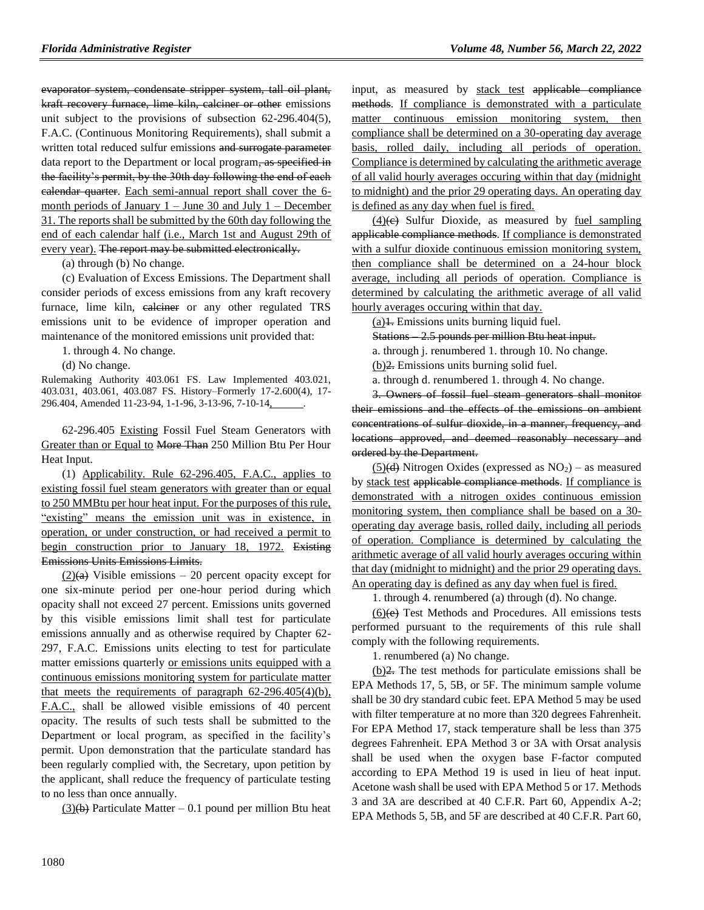evaporator system, condensate stripper system, tall oil plant, kraft recovery furnace, lime kiln, calciner or other emissions unit subject to the provisions of subsection 62-296.404(5), F.A.C. (Continuous Monitoring Requirements), shall submit a written total reduced sulfur emissions and surrogate parameter data report to the Department or local program, as specified in the facility's permit, by the 30th day following the end of each calendar quarter. Each semi-annual report shall cover the 6-month periods of January 1 – June 30 and July 1 – December 31. The reports shall be submitted by the 60th day following the end of each calendar half (i.e., March 1st and August 29th of every year). The report may be submitted electronically.

(a) through (b) No change.

(c) Evaluation of Excess Emissions. The Department shall consider periods of excess emissions from any kraft recovery furnace, lime kiln, calciner or any other regulated TRS emissions unit to be evidence of improper operation and maintenance of the monitored emissions unit provided that:

1. through 4. No change.

(d) No change.

Rulemaking Authority 403.061 FS. Law Implemented 403.021, 403.031, 403.061, 403.087 FS. History–Formerly 17-2.600(4), 17-296.404, Amended 11-23-94, 1-1-96, 3-13-96, 7-10-14, ______.

62-296.405 Existing Fossil Fuel Steam Generators with Greater than or Equal to More Than 250 Million Btu Per Hour Heat Input.

(1) Applicability. Rule 62-296.405, F.A.C., applies to existing fossil fuel steam generators with greater than or equal to 250 MMBtu per hour heat input. For the purposes of this rule, "existing" means the emission unit was in existence, in operation, or under construction, or had received a permit to begin construction prior to January 18, 1972. Existing Emissions Units Emissions Limits.

(2)(a) Visible emissions – 20 percent opacity except for one six-minute period per one-hour period during which opacity shall not exceed 27 percent. Emissions units governed by this visible emissions limit shall test for particulate emissions annually and as otherwise required by Chapter 62-297, F.A.C. Emissions units electing to test for particulate matter emissions quarterly or emissions units equipped with a continuous emissions monitoring system for particulate matter that meets the requirements of paragraph 62-296.405(4)(b), F.A.C., shall be allowed visible emissions of 40 percent opacity. The results of such tests shall be submitted to the Department or local program, as specified in the facility's permit. Upon demonstration that the particulate standard has been regularly complied with, the Secretary, upon petition by the applicant, shall reduce the frequency of particulate testing to no less than once annually.

(3)(b) Particulate Matter – 0.1 pound per million Btu heat input, as measured by stack test applicable compliance methods. If compliance is demonstrated with a particulate matter continuous emission monitoring system, then compliance shall be determined on a 30-operating day average basis, rolled daily, including all periods of operation. Compliance is determined by calculating the arithmetic average of all valid hourly averages occuring within that day (midnight to midnight) and the prior 29 operating days. An operating day is defined as any day when fuel is fired.

(4)(c) Sulfur Dioxide, as measured by fuel sampling applicable compliance methods. If compliance is demonstrated with a sulfur dioxide continuous emission monitoring system, then compliance shall be determined on a 24-hour block average, including all periods of operation. Compliance is determined by calculating the arithmetic average of all valid hourly averages occuring within that day.

(a)1. Emissions units burning liquid fuel.

Stations – 2.5 pounds per million Btu heat input.

a. through j. renumbered 1. through 10. No change.

(b)2. Emissions units burning solid fuel.

a. through d. renumbered 1. through 4. No change.

3. Owners of fossil fuel steam generators shall monitor their emissions and the effects of the emissions on ambient concentrations of sulfur dioxide, in a manner, frequency, and locations approved, and deemed reasonably necessary and ordered by the Department.

(5)(d) Nitrogen Oxides (expressed as $NO_2$) – as measured by stack test applicable compliance methods. If compliance is demonstrated with a nitrogen oxides continuous emission monitoring system, then compliance shall be based on a 30-operating day average basis, rolled daily, including all periods of operation. Compliance is determined by calculating the arithmetic average of all valid hourly averages occuring within that day (midnight to midnight) and the prior 29 operating days. An operating day is defined as any day when fuel is fired.

1. through 4. renumbered (a) through (d). No change.

(6)(e) Test Methods and Procedures. All emissions tests performed pursuant to the requirements of this rule shall comply with the following requirements.

1. renumbered (a) No change.

(b)2. The test methods for particulate emissions shall be EPA Methods 17, 5, 5B, or 5F. The minimum sample volume shall be 30 dry standard cubic feet. EPA Method 5 may be used with filter temperature at no more than 320 degrees Fahrenheit. For EPA Method 17, stack temperature shall be less than 375 degrees Fahrenheit. EPA Method 3 or 3A with Orsat analysis shall be used when the oxygen base F-factor computed according to EPA Method 19 is used in lieu of heat input. Acetone wash shall be used with EPA Method 5 or 17. Methods 3 and 3A are described at 40 C.F.R. Part 60, Appendix A-2; EPA Methods 5, 5B, and 5F are described at 40 C.F.R. Part 60,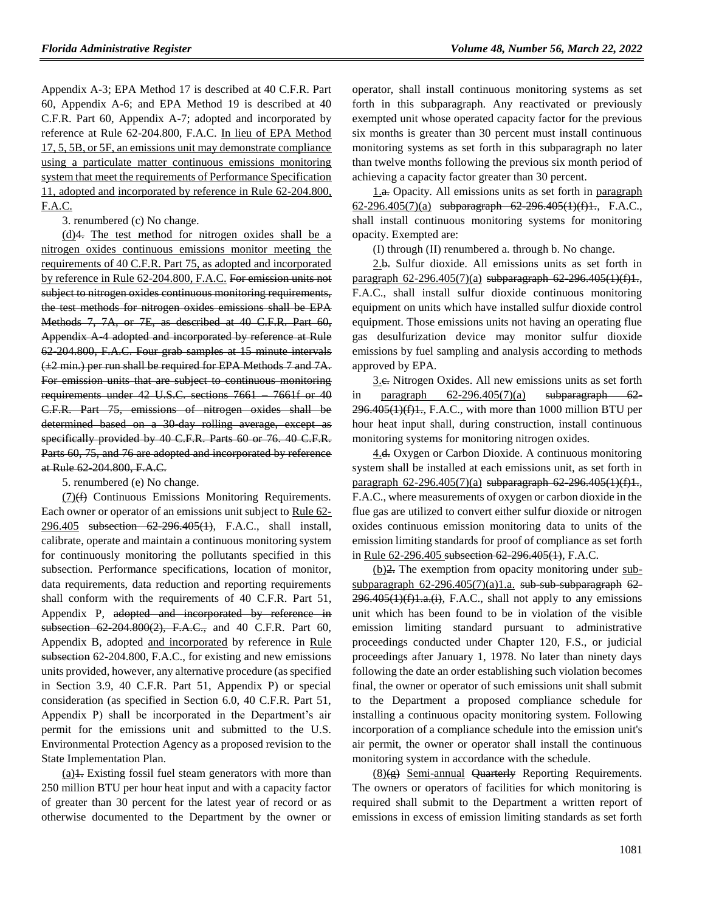Appendix A-3; EPA Method 17 is described at 40 C.F.R. Part 60, Appendix A-6; and EPA Method 19 is described at 40 C.F.R. Part 60, Appendix A-7; adopted and incorporated by reference at Rule 62-204.800, F.A.C. In lieu of EPA Method 17, 5, 5B, or 5F, an emissions unit may demonstrate compliance using a particulate matter continuous emissions monitoring system that meet the requirements of Performance Specification 11, adopted and incorporated by reference in Rule 62-204.800, F.A.C.

3. renumbered (c) No change.

(d)~~4.~~ The test method for nitrogen oxides shall be a nitrogen oxides continuous emissions monitor meeting the requirements of 40 C.F.R. Part 75, as adopted and incorporated by reference in Rule 62-204.800, F.A.C. ~~For emission units not subject to nitrogen oxides continuous monitoring requirements, the test methods for nitrogen oxides emissions shall be EPA Methods 7, 7A, or 7E, as described at 40 C.F.R. Part 60, Appendix A-4 adopted and incorporated by reference at Rule 62-204.800, F.A.C. Four grab samples at 15 minute intervals (±2 min.) per run shall be required for EPA Methods 7 and 7A. For emission units that are subject to continuous monitoring requirements under 42 U.S.C. sections 7661 – 7661f or 40 C.F.R. Part 75, emissions of nitrogen oxides shall be determined based on a 30-day rolling average, except as specifically provided by 40 C.F.R. Parts 60 or 76. 40 C.F.R. Parts 60, 75, and 76 are adopted and incorporated by reference at Rule 62-204.800, F.A.C.~~

5. renumbered (e) No change.

(7)~~(f)~~ Continuous Emissions Monitoring Requirements. Each owner or operator of an emissions unit subject to Rule 62-296.405 ~~subsection 62-296.405(1)~~, F.A.C., shall install, calibrate, operate and maintain a continuous monitoring system for continuously monitoring the pollutants specified in this subsection. Performance specifications, location of monitor, data requirements, data reduction and reporting requirements shall conform with the requirements of 40 C.F.R. Part 51, Appendix P, ~~adopted and incorporated by reference in subsection 62-204.800(2), F.A.C.,~~ and 40 C.F.R. Part 60, Appendix B, adopted and incorporated by reference in Rule ~~subsection~~ 62-204.800, F.A.C., for existing and new emissions units provided, however, any alternative procedure (as specified in Section 3.9, 40 C.F.R. Part 51, Appendix P) or special consideration (as specified in Section 6.0, 40 C.F.R. Part 51, Appendix P) shall be incorporated in the Department's air permit for the emissions unit and submitted to the U.S. Environmental Protection Agency as a proposed revision to the State Implementation Plan.

(a)~~1.~~ Existing fossil fuel steam generators with more than 250 million BTU per hour heat input and with a capacity factor of greater than 30 percent for the latest year of record or as otherwise documented to the Department by the owner or operator, shall install continuous monitoring systems as set forth in this subparagraph. Any reactivated or previously exempted unit whose operated capacity factor for the previous six months is greater than 30 percent must install continuous monitoring systems as set forth in this subparagraph no later than twelve months following the previous six month period of achieving a capacity factor greater than 30 percent.

1.~~a.~~ Opacity. All emissions units as set forth in paragraph 62-296.405(7)(a) ~~subparagraph 62-296.405(1)(f)1.~~, F.A.C., shall install continuous monitoring systems for monitoring opacity. Exempted are:

(I) through (II) renumbered a. through b. No change.

2.~~b.~~ Sulfur dioxide. All emissions units as set forth in paragraph 62-296.405(7)(a) ~~subparagraph 62-296.405(1)(f)1.~~, F.A.C., shall install sulfur dioxide continuous monitoring equipment on units which have installed sulfur dioxide control equipment. Those emissions units not having an operating flue gas desulfurization device may monitor sulfur dioxide emissions by fuel sampling and analysis according to methods approved by EPA.

3.~~c.~~ Nitrogen Oxides. All new emissions units as set forth in paragraph 62-296.405(7)(a) ~~subparagraph 62-296.405(1)(f)1.~~, F.A.C., with more than 1000 million BTU per hour heat input shall, during construction, install continuous monitoring systems for monitoring nitrogen oxides.

4.~~d.~~ Oxygen or Carbon Dioxide. A continuous monitoring system shall be installed at each emissions unit, as set forth in paragraph 62-296.405(7)(a) ~~subparagraph 62-296.405(1)(f)1.~~, F.A.C., where measurements of oxygen or carbon dioxide in the flue gas are utilized to convert either sulfur dioxide or nitrogen oxides continuous emission monitoring data to units of the emission limiting standards for proof of compliance as set forth in Rule 62-296.405 ~~subsection 62-296.405(1)~~, F.A.C.

(b)~~2.~~ The exemption from opacity monitoring under sub-subparagraph 62-296.405(7)(a)1.a. ~~sub-sub-subparagraph 62-296.405(1)(f)1.a.(i)~~, F.A.C., shall not apply to any emissions unit which has been found to be in violation of the visible emission limiting standard pursuant to administrative proceedings conducted under Chapter 120, F.S., or judicial proceedings after January 1, 1978. No later than ninety days following the date an order establishing such violation becomes final, the owner or operator of such emissions unit shall submit to the Department a proposed compliance schedule for installing a continuous opacity monitoring system. Following incorporation of a compliance schedule into the emission unit's air permit, the owner or operator shall install the continuous monitoring system in accordance with the schedule.

(8)~~(g)~~ Semi-annual ~~Quarterly~~ Reporting Requirements. The owners or operators of facilities for which monitoring is required shall submit to the Department a written report of emissions in excess of emission limiting standards as set forth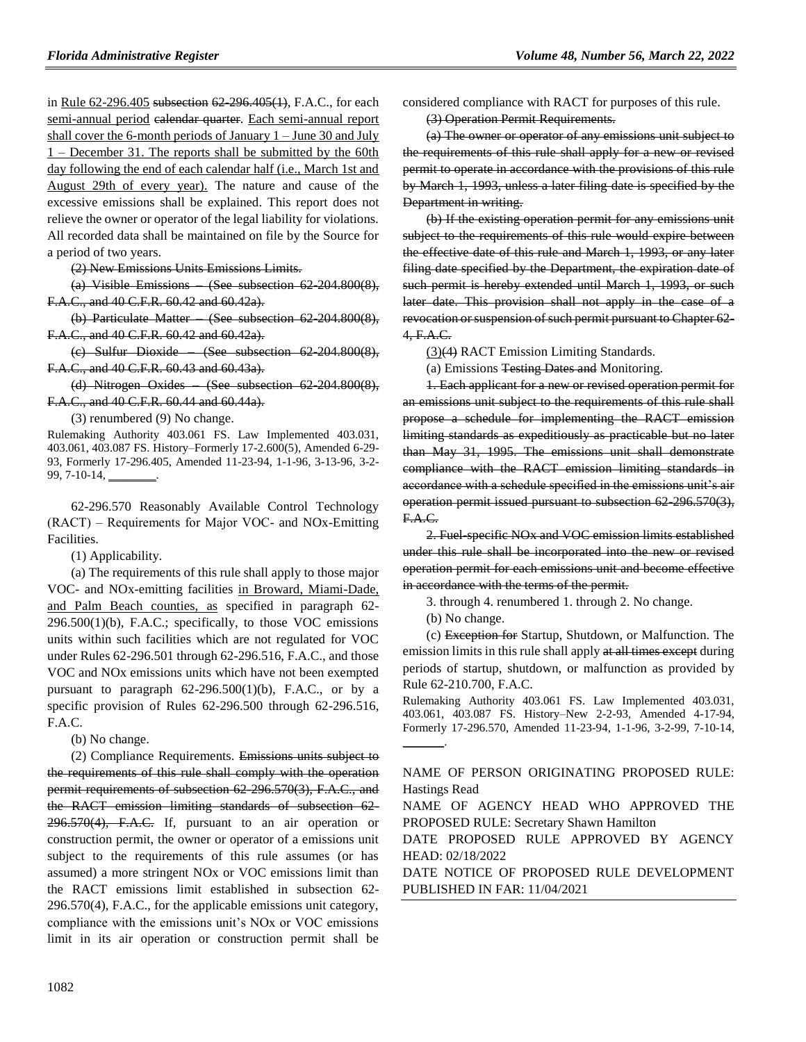in <u>Rule 62-296.405</u> ~~subsection 62-296.405(1)~~, F.A.C., for each <u>semi-annual period</u> ~~calendar quarter~~. <u>Each semi-annual report shall cover the 6-month periods of January 1 – June 30 and July 1 – December 31. The reports shall be submitted by the 60th day following the end of each calendar half (i.e., March 1st and August 29th of every year).</u> The nature and cause of the excessive emissions shall be explained. This report does not relieve the owner or operator of the legal liability for violations. All recorded data shall be maintained on file by the Source for a period of two years.

~~(2) New Emissions Units Emissions Limits.~~

~~(a) Visible Emissions – (See subsection 62-204.800(8), F.A.C., and 40 C.F.R. 60.42 and 60.42a).~~

~~(b) Particulate Matter – (See subsection 62-204.800(8), F.A.C., and 40 C.F.R. 60.42 and 60.42a).~~

~~(c) Sulfur Dioxide – (See subsection 62-204.800(8), F.A.C., and 40 C.F.R. 60.43 and 60.43a).~~

~~(d) Nitrogen Oxides – (See subsection 62-204.800(8), F.A.C., and 40 C.F.R. 60.44 and 60.44a).~~

(3) renumbered (9) No change.

Rulemaking Authority 403.061 FS. Law Implemented 403.031, 403.061, 403.087 FS. History–Formerly 17-2.600(5), Amended 6-29-93, Formerly 17-296.405, Amended 11-23-94, 1-1-96, 3-13-96, 3-2-99, 7-10-14, ________.

62-296.570 Reasonably Available Control Technology (RACT) – Requirements for Major VOC- and NOx-Emitting Facilities.

(1) Applicability.

(a) The requirements of this rule shall apply to those major VOC- and NOx-emitting facilities <u>in Broward, Miami-Dade, and Palm Beach counties, as</u> specified in paragraph 62-296.500(1)(b), F.A.C.; specifically, to those VOC emissions units within such facilities which are not regulated for VOC under Rules 62-296.501 through 62-296.516, F.A.C., and those VOC and NOx emissions units which have not been exempted pursuant to paragraph 62-296.500(1)(b), F.A.C., or by a specific provision of Rules 62-296.500 through 62-296.516, F.A.C.

(b) No change.

(2) Compliance Requirements. ~~Emissions units subject to the requirements of this rule shall comply with the operation permit requirements of subsection 62-296.570(3), F.A.C., and the RACT emission limiting standards of subsection 62-296.570(4), F.A.C.~~ If, pursuant to an air operation or construction permit, the owner or operator of a emissions unit subject to the requirements of this rule assumes (or has assumed) a more stringent NOx or VOC emissions limit than the RACT emissions limit established in subsection 62-296.570(4), F.A.C., for the applicable emissions unit category, compliance with the emissions unit's NOx or VOC emissions limit in its air operation or construction permit shall be considered compliance with RACT for purposes of this rule.

~~(3) Operation Permit Requirements.~~

~~(a) The owner or operator of any emissions unit subject to the requirements of this rule shall apply for a new or revised permit to operate in accordance with the provisions of this rule by March 1, 1993, unless a later filing date is specified by the Department in writing.~~

~~(b) If the existing operation permit for any emissions unit subject to the requirements of this rule would expire between the effective date of this rule and March 1, 1993, or any later filing date specified by the Department, the expiration date of such permit is hereby extended until March 1, 1993, or such later date. This provision shall not apply in the case of a revocation or suspension of such permit pursuant to Chapter 62-4, F.A.C.~~

<u>(3)</u>~~(4)~~ RACT Emission Limiting Standards.

(a) Emissions ~~Testing Dates and~~ Monitoring.

~~1. Each applicant for a new or revised operation permit for an emissions unit subject to the requirements of this rule shall propose a schedule for implementing the RACT emission limiting standards as expeditiously as practicable but no later than May 31, 1995. The emissions unit shall demonstrate compliance with the RACT emission limiting standards in accordance with a schedule specified in the emissions unit's air operation permit issued pursuant to subsection 62-296.570(3), F.A.C.~~

~~2. Fuel-specific NOx and VOC emission limits established under this rule shall be incorporated into the new or revised operation permit for each emissions unit and become effective in accordance with the terms of the permit.~~

3. through 4. renumbered 1. through 2. No change.

(b) No change.

(c) ~~Exception for~~ Startup, Shutdown, or Malfunction. The emission limits in this rule shall apply ~~at all times except~~ during periods of startup, shutdown, or malfunction as provided by Rule 62-210.700, F.A.C.

Rulemaking Authority 403.061 FS. Law Implemented 403.031, 403.061, 403.087 FS. History–New 2-2-93, Amended 4-17-94, Formerly 17-296.570, Amended 11-23-94, 1-1-96, 3-2-99, 7-10-14, ________.

NAME OF PERSON ORIGINATING PROPOSED RULE: Hastings Read

NAME OF AGENCY HEAD WHO APPROVED THE PROPOSED RULE: Secretary Shawn Hamilton

DATE PROPOSED RULE APPROVED BY AGENCY HEAD: 02/18/2022

DATE NOTICE OF PROPOSED RULE DEVELOPMENT PUBLISHED IN FAR: 11/04/2021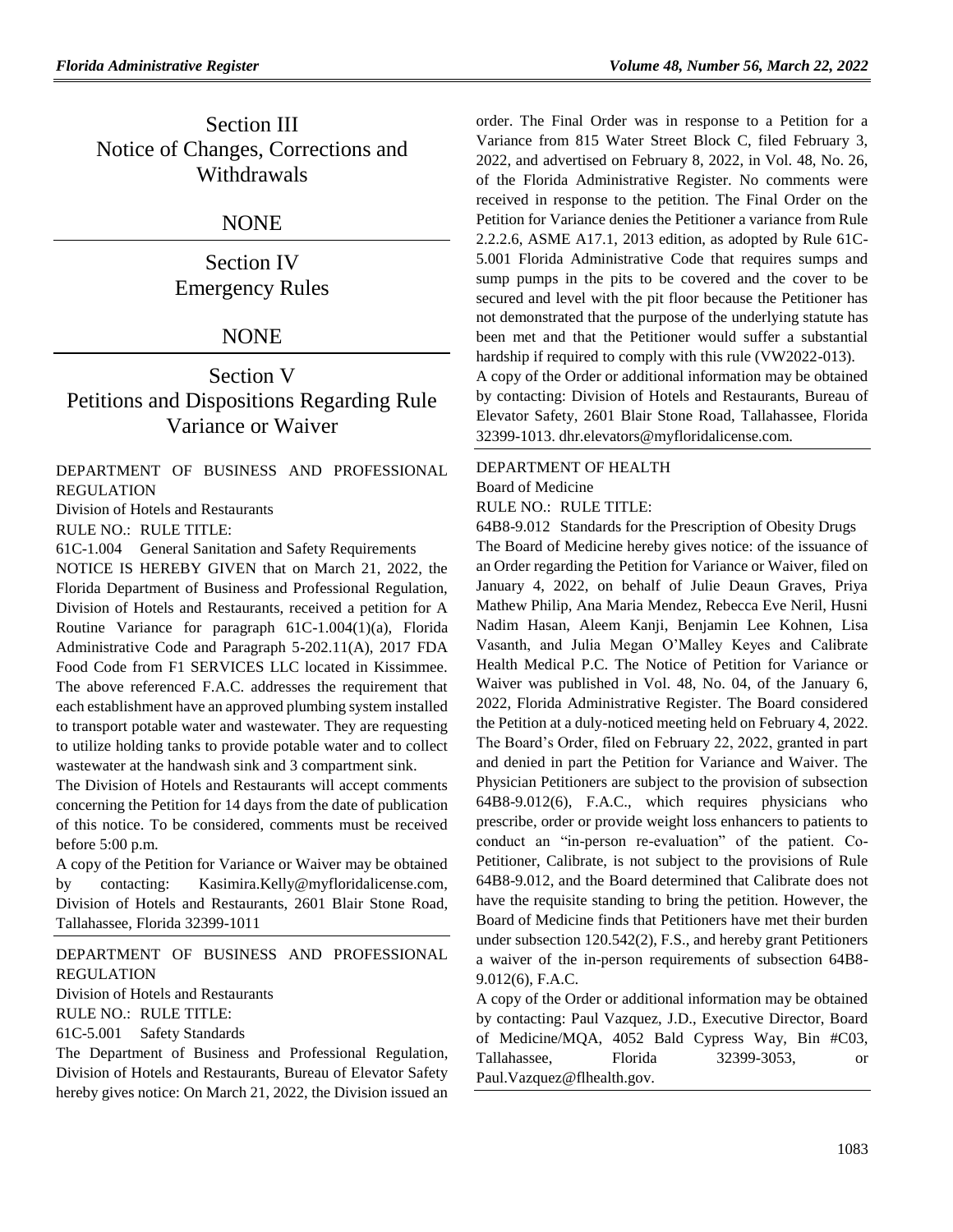## Section III
## Notice of Changes, Corrections and Withdrawals

NONE

## Section IV
## Emergency Rules

NONE

## Section V
## Petitions and Dispositions Regarding Rule Variance or Waiver

DEPARTMENT OF BUSINESS AND PROFESSIONAL REGULATION

Division of Hotels and Restaurants

RULE NO.: RULE TITLE:

61C-1.004 General Sanitation and Safety Requirements

NOTICE IS HEREBY GIVEN that on March 21, 2022, the Florida Department of Business and Professional Regulation, Division of Hotels and Restaurants, received a petition for A Routine Variance for paragraph 61C-1.004(1)(a), Florida Administrative Code and Paragraph 5-202.11(A), 2017 FDA Food Code from F1 SERVICES LLC located in Kissimmee. The above referenced F.A.C. addresses the requirement that each establishment have an approved plumbing system installed to transport potable water and wastewater. They are requesting to utilize holding tanks to provide potable water and to collect wastewater at the handwash sink and 3 compartment sink.

The Division of Hotels and Restaurants will accept comments concerning the Petition for 14 days from the date of publication of this notice. To be considered, comments must be received before 5:00 p.m.

A copy of the Petition for Variance or Waiver may be obtained by contacting: Kasimira.Kelly@myfloridalicense.com, Division of Hotels and Restaurants, 2601 Blair Stone Road, Tallahassee, Florida 32399-1011

DEPARTMENT OF BUSINESS AND PROFESSIONAL REGULATION

Division of Hotels and Restaurants

RULE NO.: RULE TITLE:

61C-5.001 Safety Standards

The Department of Business and Professional Regulation, Division of Hotels and Restaurants, Bureau of Elevator Safety hereby gives notice: On March 21, 2022, the Division issued an order. The Final Order was in response to a Petition for a Variance from 815 Water Street Block C, filed February 3, 2022, and advertised on February 8, 2022, in Vol. 48, No. 26, of the Florida Administrative Register. No comments were received in response to the petition. The Final Order on the Petition for Variance denies the Petitioner a variance from Rule 2.2.2.6, ASME A17.1, 2013 edition, as adopted by Rule 61C-5.001 Florida Administrative Code that requires sumps and sump pumps in the pits to be covered and the cover to be secured and level with the pit floor because the Petitioner has not demonstrated that the purpose of the underlying statute has been met and that the Petitioner would suffer a substantial hardship if required to comply with this rule (VW2022-013).

A copy of the Order or additional information may be obtained by contacting: Division of Hotels and Restaurants, Bureau of Elevator Safety, 2601 Blair Stone Road, Tallahassee, Florida 32399-1013. dhr.elevators@myfloridalicense.com.

DEPARTMENT OF HEALTH

Board of Medicine

RULE NO.: RULE TITLE:

64B8-9.012 Standards for the Prescription of Obesity Drugs

The Board of Medicine hereby gives notice: of the issuance of an Order regarding the Petition for Variance or Waiver, filed on January 4, 2022, on behalf of Julie Deaun Graves, Priya Mathew Philip, Ana Maria Mendez, Rebecca Eve Neril, Husni Nadim Hasan, Aleem Kanji, Benjamin Lee Kohnen, Lisa Vasanth, and Julia Megan O'Malley Keyes and Calibrate Health Medical P.C. The Notice of Petition for Variance or Waiver was published in Vol. 48, No. 04, of the January 6, 2022, Florida Administrative Register. The Board considered the Petition at a duly-noticed meeting held on February 4, 2022. The Board's Order, filed on February 22, 2022, granted in part and denied in part the Petition for Variance and Waiver. The Physician Petitioners are subject to the provision of subsection 64B8-9.012(6), F.A.C., which requires physicians who prescribe, order or provide weight loss enhancers to patients to conduct an "in-person re-evaluation" of the patient. Co-Petitioner, Calibrate, is not subject to the provisions of Rule 64B8-9.012, and the Board determined that Calibrate does not have the requisite standing to bring the petition. However, the Board of Medicine finds that Petitioners have met their burden under subsection 120.542(2), F.S., and hereby grant Petitioners a waiver of the in-person requirements of subsection 64B8-9.012(6), F.A.C.

A copy of the Order or additional information may be obtained by contacting: Paul Vazquez, J.D., Executive Director, Board of Medicine/MQA, 4052 Bald Cypress Way, Bin #C03, Tallahassee, Florida 32399-3053, or Paul.Vazquez@flhealth.gov.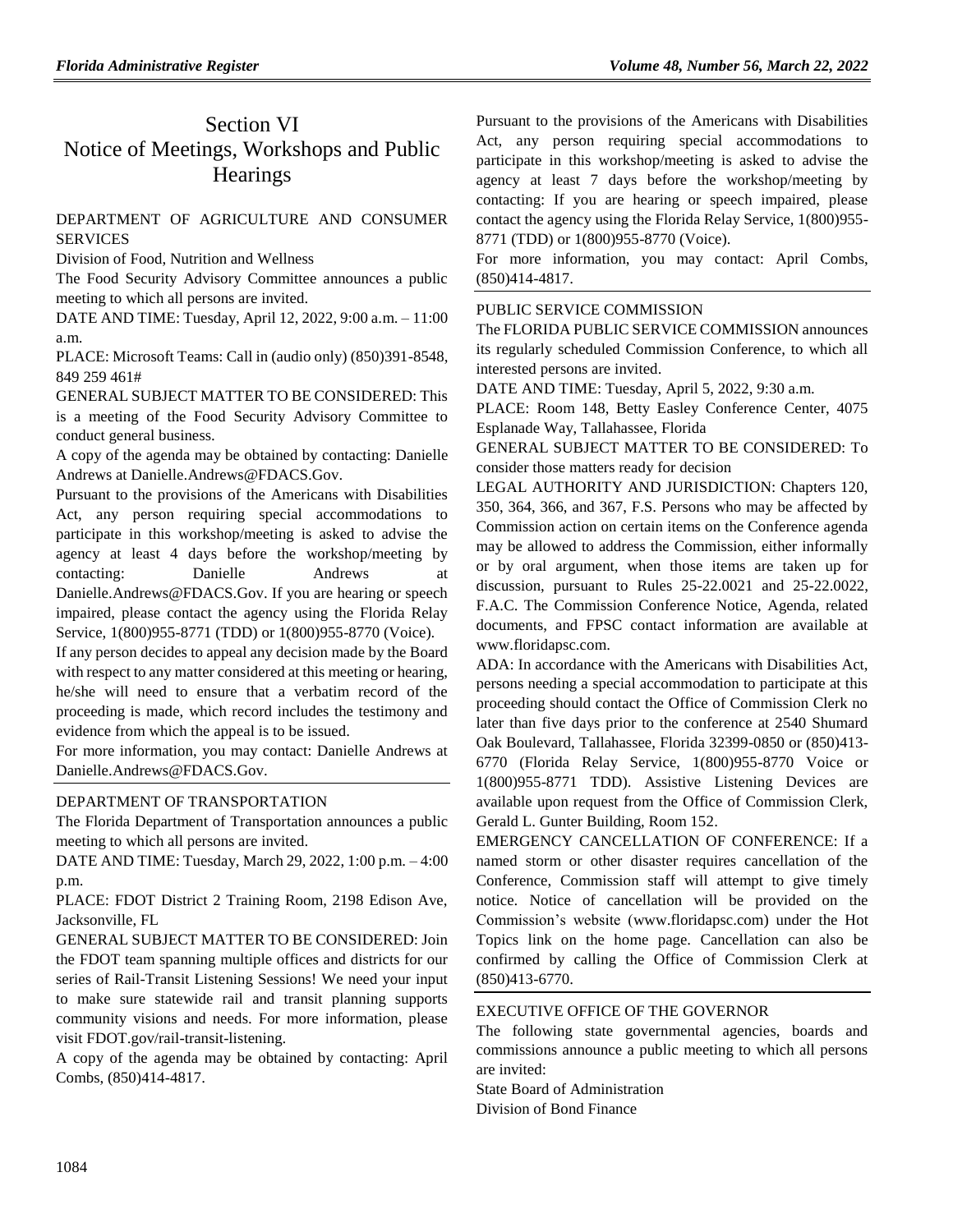# Section VI
# Notice of Meetings, Workshops and Public Hearings

DEPARTMENT OF AGRICULTURE AND CONSUMER SERVICES

Division of Food, Nutrition and Wellness

The Food Security Advisory Committee announces a public meeting to which all persons are invited.

DATE AND TIME: Tuesday, April 12, 2022, 9:00 a.m. – 11:00 a.m.

PLACE: Microsoft Teams: Call in (audio only) (850)391-8548, 849 259 461#

GENERAL SUBJECT MATTER TO BE CONSIDERED: This is a meeting of the Food Security Advisory Committee to conduct general business.

A copy of the agenda may be obtained by contacting: Danielle Andrews at Danielle.Andrews@FDACS.Gov.

Pursuant to the provisions of the Americans with Disabilities Act, any person requiring special accommodations to participate in this workshop/meeting is asked to advise the agency at least 4 days before the workshop/meeting by contacting: Danielle Andrews at Danielle.Andrews@FDACS.Gov. If you are hearing or speech impaired, please contact the agency using the Florida Relay Service, 1(800)955-8771 (TDD) or 1(800)955-8770 (Voice).

If any person decides to appeal any decision made by the Board with respect to any matter considered at this meeting or hearing, he/she will need to ensure that a verbatim record of the proceeding is made, which record includes the testimony and evidence from which the appeal is to be issued.

For more information, you may contact: Danielle Andrews at Danielle.Andrews@FDACS.Gov.

DEPARTMENT OF TRANSPORTATION

The Florida Department of Transportation announces a public meeting to which all persons are invited.

DATE AND TIME: Tuesday, March 29, 2022, 1:00 p.m. – 4:00 p.m.

PLACE: FDOT District 2 Training Room, 2198 Edison Ave, Jacksonville, FL

GENERAL SUBJECT MATTER TO BE CONSIDERED: Join the FDOT team spanning multiple offices and districts for our series of Rail-Transit Listening Sessions! We need your input to make sure statewide rail and transit planning supports community visions and needs. For more information, please visit FDOT.gov/rail-transit-listening.

A copy of the agenda may be obtained by contacting: April Combs, (850)414-4817.

Pursuant to the provisions of the Americans with Disabilities Act, any person requiring special accommodations to participate in this workshop/meeting is asked to advise the agency at least 7 days before the workshop/meeting by contacting: If you are hearing or speech impaired, please contact the agency using the Florida Relay Service, 1(800)955-8771 (TDD) or 1(800)955-8770 (Voice).

For more information, you may contact: April Combs, (850)414-4817.

PUBLIC SERVICE COMMISSION

The FLORIDA PUBLIC SERVICE COMMISSION announces its regularly scheduled Commission Conference, to which all interested persons are invited.

DATE AND TIME: Tuesday, April 5, 2022, 9:30 a.m.

PLACE: Room 148, Betty Easley Conference Center, 4075 Esplanade Way, Tallahassee, Florida

GENERAL SUBJECT MATTER TO BE CONSIDERED: To consider those matters ready for decision

LEGAL AUTHORITY AND JURISDICTION: Chapters 120, 350, 364, 366, and 367, F.S. Persons who may be affected by Commission action on certain items on the Conference agenda may be allowed to address the Commission, either informally or by oral argument, when those items are taken up for discussion, pursuant to Rules 25-22.0021 and 25-22.0022, F.A.C. The Commission Conference Notice, Agenda, related documents, and FPSC contact information are available at www.floridapsc.com.

ADA: In accordance with the Americans with Disabilities Act, persons needing a special accommodation to participate at this proceeding should contact the Office of Commission Clerk no later than five days prior to the conference at 2540 Shumard Oak Boulevard, Tallahassee, Florida 32399-0850 or (850)413-6770 (Florida Relay Service, 1(800)955-8770 Voice or 1(800)955-8771 TDD). Assistive Listening Devices are available upon request from the Office of Commission Clerk, Gerald L. Gunter Building, Room 152.

EMERGENCY CANCELLATION OF CONFERENCE: If a named storm or other disaster requires cancellation of the Conference, Commission staff will attempt to give timely notice. Notice of cancellation will be provided on the Commission's website (www.floridapsc.com) under the Hot Topics link on the home page. Cancellation can also be confirmed by calling the Office of Commission Clerk at (850)413-6770.

EXECUTIVE OFFICE OF THE GOVERNOR

The following state governmental agencies, boards and commissions announce a public meeting to which all persons are invited:

State Board of Administration

Division of Bond Finance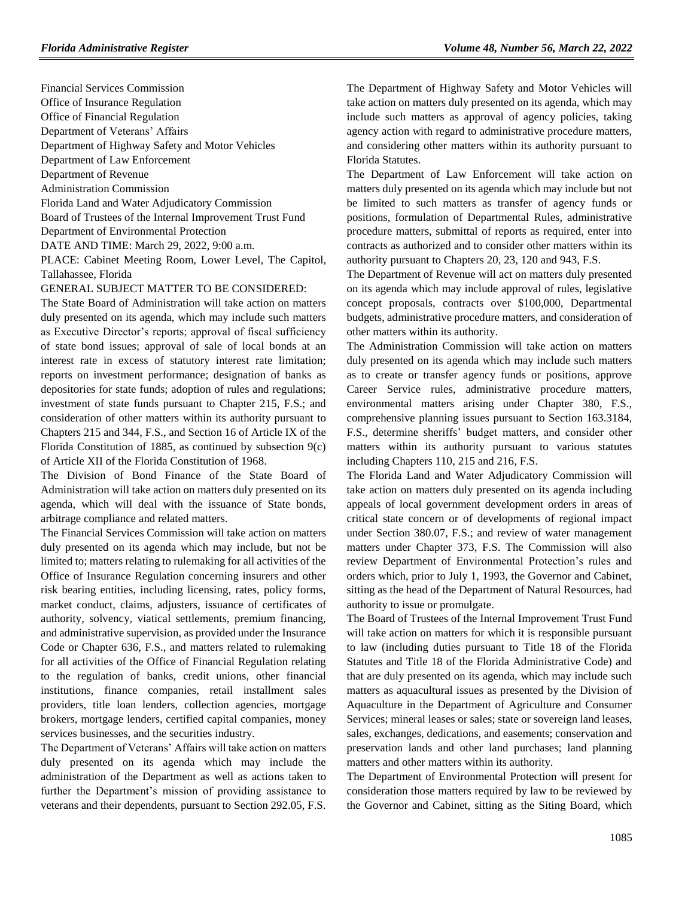Financial Services Commission

Office of Insurance Regulation

Office of Financial Regulation

Department of Veterans' Affairs

Department of Highway Safety and Motor Vehicles

Department of Law Enforcement

Department of Revenue

Administration Commission

Florida Land and Water Adjudicatory Commission

Board of Trustees of the Internal Improvement Trust Fund

Department of Environmental Protection

DATE AND TIME: March 29, 2022, 9:00 a.m.

PLACE: Cabinet Meeting Room, Lower Level, The Capitol, Tallahassee, Florida

GENERAL SUBJECT MATTER TO BE CONSIDERED:

The State Board of Administration will take action on matters duly presented on its agenda, which may include such matters as Executive Director's reports; approval of fiscal sufficiency of state bond issues; approval of sale of local bonds at an interest rate in excess of statutory interest rate limitation; reports on investment performance; designation of banks as depositories for state funds; adoption of rules and regulations; investment of state funds pursuant to Chapter 215, F.S.; and consideration of other matters within its authority pursuant to Chapters 215 and 344, F.S., and Section 16 of Article IX of the Florida Constitution of 1885, as continued by subsection 9(c) of Article XII of the Florida Constitution of 1968.

The Division of Bond Finance of the State Board of Administration will take action on matters duly presented on its agenda, which will deal with the issuance of State bonds, arbitrage compliance and related matters.

The Financial Services Commission will take action on matters duly presented on its agenda which may include, but not be limited to; matters relating to rulemaking for all activities of the Office of Insurance Regulation concerning insurers and other risk bearing entities, including licensing, rates, policy forms, market conduct, claims, adjusters, issuance of certificates of authority, solvency, viatical settlements, premium financing, and administrative supervision, as provided under the Insurance Code or Chapter 636, F.S., and matters related to rulemaking for all activities of the Office of Financial Regulation relating to the regulation of banks, credit unions, other financial institutions, finance companies, retail installment sales providers, title loan lenders, collection agencies, mortgage brokers, mortgage lenders, certified capital companies, money services businesses, and the securities industry.

The Department of Veterans' Affairs will take action on matters duly presented on its agenda which may include the administration of the Department as well as actions taken to further the Department's mission of providing assistance to veterans and their dependents, pursuant to Section 292.05, F.S.

The Department of Highway Safety and Motor Vehicles will take action on matters duly presented on its agenda, which may include such matters as approval of agency policies, taking agency action with regard to administrative procedure matters, and considering other matters within its authority pursuant to Florida Statutes.

The Department of Law Enforcement will take action on matters duly presented on its agenda which may include but not be limited to such matters as transfer of agency funds or positions, formulation of Departmental Rules, administrative procedure matters, submittal of reports as required, enter into contracts as authorized and to consider other matters within its authority pursuant to Chapters 20, 23, 120 and 943, F.S.

The Department of Revenue will act on matters duly presented on its agenda which may include approval of rules, legislative concept proposals, contracts over $100,000, Departmental budgets, administrative procedure matters, and consideration of other matters within its authority.

The Administration Commission will take action on matters duly presented on its agenda which may include such matters as to create or transfer agency funds or positions, approve Career Service rules, administrative procedure matters, environmental matters arising under Chapter 380, F.S., comprehensive planning issues pursuant to Section 163.3184, F.S., determine sheriffs' budget matters, and consider other matters within its authority pursuant to various statutes including Chapters 110, 215 and 216, F.S.

The Florida Land and Water Adjudicatory Commission will take action on matters duly presented on its agenda including appeals of local government development orders in areas of critical state concern or of developments of regional impact under Section 380.07, F.S.; and review of water management matters under Chapter 373, F.S. The Commission will also review Department of Environmental Protection's rules and orders which, prior to July 1, 1993, the Governor and Cabinet, sitting as the head of the Department of Natural Resources, had authority to issue or promulgate.

The Board of Trustees of the Internal Improvement Trust Fund will take action on matters for which it is responsible pursuant to law (including duties pursuant to Title 18 of the Florida Statutes and Title 18 of the Florida Administrative Code) and that are duly presented on its agenda, which may include such matters as aquacultural issues as presented by the Division of Aquaculture in the Department of Agriculture and Consumer Services; mineral leases or sales; state or sovereign land leases, sales, exchanges, dedications, and easements; conservation and preservation lands and other land purchases; land planning matters and other matters within its authority.

The Department of Environmental Protection will present for consideration those matters required by law to be reviewed by the Governor and Cabinet, sitting as the Siting Board, which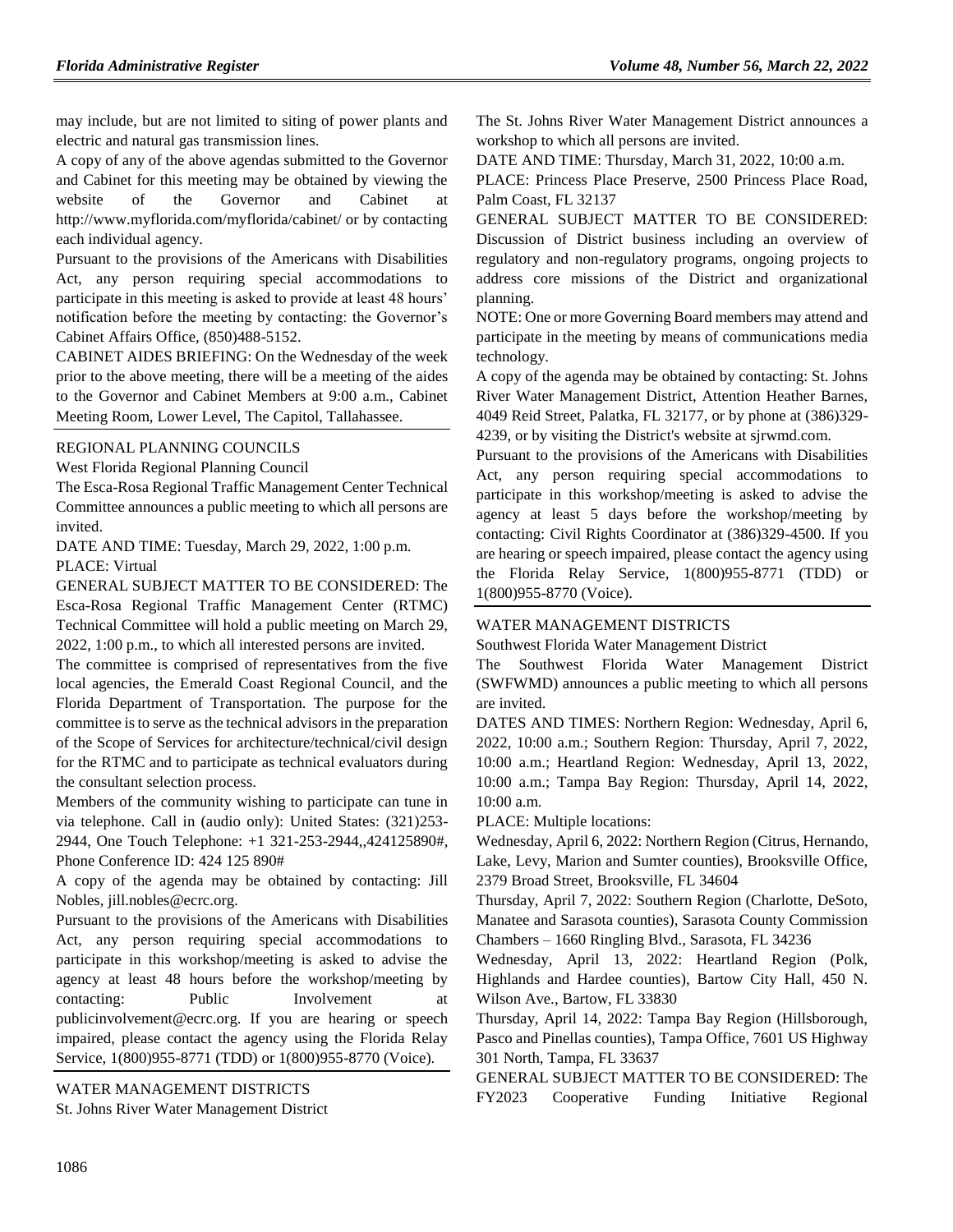may include, but are not limited to siting of power plants and electric and natural gas transmission lines.

A copy of any of the above agendas submitted to the Governor and Cabinet for this meeting may be obtained by viewing the website of the Governor and Cabinet at http://www.myflorida.com/myflorida/cabinet/ or by contacting each individual agency.

Pursuant to the provisions of the Americans with Disabilities Act, any person requiring special accommodations to participate in this meeting is asked to provide at least 48 hours' notification before the meeting by contacting: the Governor's Cabinet Affairs Office, (850)488-5152.

CABINET AIDES BRIEFING: On the Wednesday of the week prior to the above meeting, there will be a meeting of the aides to the Governor and Cabinet Members at 9:00 a.m., Cabinet Meeting Room, Lower Level, The Capitol, Tallahassee.

REGIONAL PLANNING COUNCILS

West Florida Regional Planning Council

The Esca-Rosa Regional Traffic Management Center Technical Committee announces a public meeting to which all persons are invited.

DATE AND TIME: Tuesday, March 29, 2022, 1:00 p.m.

PLACE: Virtual

GENERAL SUBJECT MATTER TO BE CONSIDERED: The Esca-Rosa Regional Traffic Management Center (RTMC) Technical Committee will hold a public meeting on March 29, 2022, 1:00 p.m., to which all interested persons are invited.

The committee is comprised of representatives from the five local agencies, the Emerald Coast Regional Council, and the Florida Department of Transportation. The purpose for the committee is to serve as the technical advisors in the preparation of the Scope of Services for architecture/technical/civil design for the RTMC and to participate as technical evaluators during the consultant selection process.

Members of the community wishing to participate can tune in via telephone. Call in (audio only): United States: (321)253-2944, One Touch Telephone: +1 321-253-2944,,424125890#, Phone Conference ID: 424 125 890#

A copy of the agenda may be obtained by contacting: Jill Nobles, jill.nobles@ecrc.org.

Pursuant to the provisions of the Americans with Disabilities Act, any person requiring special accommodations to participate in this workshop/meeting is asked to advise the agency at least 48 hours before the workshop/meeting by contacting: Public Involvement at publicinvolvement@ecrc.org. If you are hearing or speech impaired, please contact the agency using the Florida Relay Service, 1(800)955-8771 (TDD) or 1(800)955-8770 (Voice).

WATER MANAGEMENT DISTRICTS

St. Johns River Water Management District

The St. Johns River Water Management District announces a workshop to which all persons are invited.

DATE AND TIME: Thursday, March 31, 2022, 10:00 a.m.

PLACE: Princess Place Preserve, 2500 Princess Place Road, Palm Coast, FL 32137

GENERAL SUBJECT MATTER TO BE CONSIDERED: Discussion of District business including an overview of regulatory and non-regulatory programs, ongoing projects to address core missions of the District and organizational planning.

NOTE: One or more Governing Board members may attend and participate in the meeting by means of communications media technology.

A copy of the agenda may be obtained by contacting: St. Johns River Water Management District, Attention Heather Barnes, 4049 Reid Street, Palatka, FL 32177, or by phone at (386)329-4239, or by visiting the District's website at sjrwmd.com.

Pursuant to the provisions of the Americans with Disabilities Act, any person requiring special accommodations to participate in this workshop/meeting is asked to advise the agency at least 5 days before the workshop/meeting by contacting: Civil Rights Coordinator at (386)329-4500. If you are hearing or speech impaired, please contact the agency using the Florida Relay Service, 1(800)955-8771 (TDD) or 1(800)955-8770 (Voice).

WATER MANAGEMENT DISTRICTS

Southwest Florida Water Management District

The Southwest Florida Water Management District (SWFWMD) announces a public meeting to which all persons are invited.

DATES AND TIMES: Northern Region: Wednesday, April 6, 2022, 10:00 a.m.; Southern Region: Thursday, April 7, 2022, 10:00 a.m.; Heartland Region: Wednesday, April 13, 2022, 10:00 a.m.; Tampa Bay Region: Thursday, April 14, 2022, 10:00 a.m.

PLACE: Multiple locations:

Wednesday, April 6, 2022: Northern Region (Citrus, Hernando, Lake, Levy, Marion and Sumter counties), Brooksville Office, 2379 Broad Street, Brooksville, FL 34604

Thursday, April 7, 2022: Southern Region (Charlotte, DeSoto, Manatee and Sarasota counties), Sarasota County Commission Chambers – 1660 Ringling Blvd., Sarasota, FL 34236

Wednesday, April 13, 2022: Heartland Region (Polk, Highlands and Hardee counties), Bartow City Hall, 450 N. Wilson Ave., Bartow, FL 33830

Thursday, April 14, 2022: Tampa Bay Region (Hillsborough, Pasco and Pinellas counties), Tampa Office, 7601 US Highway 301 North, Tampa, FL 33637

GENERAL SUBJECT MATTER TO BE CONSIDERED: The FY2023 Cooperative Funding Initiative Regional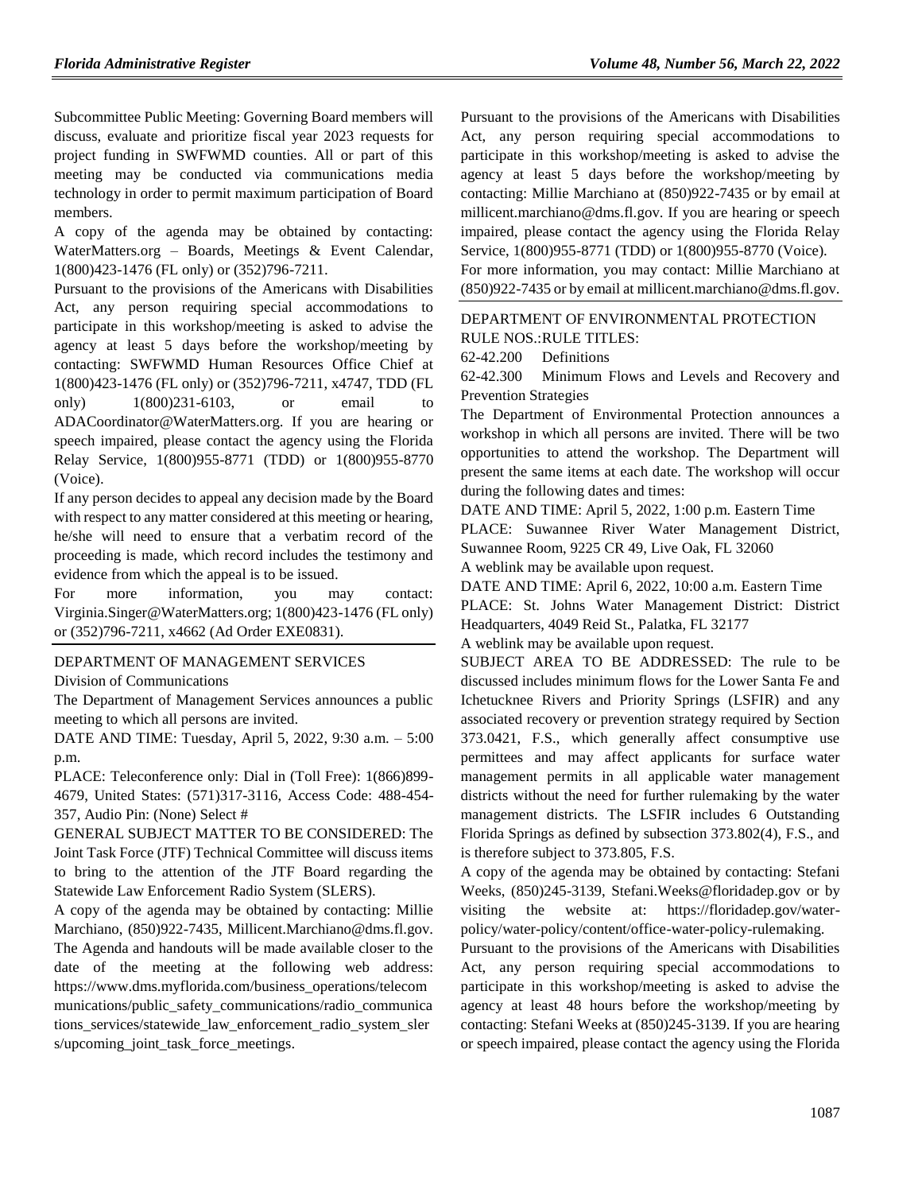Subcommittee Public Meeting: Governing Board members will discuss, evaluate and prioritize fiscal year 2023 requests for project funding in SWFWMD counties. All or part of this meeting may be conducted via communications media technology in order to permit maximum participation of Board members.

A copy of the agenda may be obtained by contacting: WaterMatters.org – Boards, Meetings & Event Calendar, 1(800)423-1476 (FL only) or (352)796-7211.

Pursuant to the provisions of the Americans with Disabilities Act, any person requiring special accommodations to participate in this workshop/meeting is asked to advise the agency at least 5 days before the workshop/meeting by contacting: SWFWMD Human Resources Office Chief at 1(800)423-1476 (FL only) or (352)796-7211, x4747, TDD (FL only) 1(800)231-6103, or email to ADACoordinator@WaterMatters.org. If you are hearing or speech impaired, please contact the agency using the Florida Relay Service, 1(800)955-8771 (TDD) or 1(800)955-8770 (Voice).

If any person decides to appeal any decision made by the Board with respect to any matter considered at this meeting or hearing, he/she will need to ensure that a verbatim record of the proceeding is made, which record includes the testimony and evidence from which the appeal is to be issued.

For more information, you may contact: Virginia.Singer@WaterMatters.org; 1(800)423-1476 (FL only) or (352)796-7211, x4662 (Ad Order EXE0831).

DEPARTMENT OF MANAGEMENT SERVICES

Division of Communications

The Department of Management Services announces a public meeting to which all persons are invited.

DATE AND TIME: Tuesday, April 5, 2022, 9:30 a.m. – 5:00 p.m.

PLACE: Teleconference only: Dial in (Toll Free): 1(866)899-4679, United States: (571)317-3116, Access Code: 488-454-357, Audio Pin: (None) Select #

GENERAL SUBJECT MATTER TO BE CONSIDERED: The Joint Task Force (JTF) Technical Committee will discuss items to bring to the attention of the JTF Board regarding the Statewide Law Enforcement Radio System (SLERS).

A copy of the agenda may be obtained by contacting: Millie Marchiano, (850)922-7435, Millicent.Marchiano@dms.fl.gov. The Agenda and handouts will be made available closer to the date of the meeting at the following web address: https://www.dms.myflorida.com/business_operations/telecommunications/public_safety_communications/radio_communications_services/statewide_law_enforcement_radio_system_slers/upcoming_joint_task_force_meetings.

Pursuant to the provisions of the Americans with Disabilities Act, any person requiring special accommodations to participate in this workshop/meeting is asked to advise the agency at least 5 days before the workshop/meeting by contacting: Millie Marchiano at (850)922-7435 or by email at millicent.marchiano@dms.fl.gov. If you are hearing or speech impaired, please contact the agency using the Florida Relay Service, 1(800)955-8771 (TDD) or 1(800)955-8770 (Voice).

For more information, you may contact: Millie Marchiano at (850)922-7435 or by email at millicent.marchiano@dms.fl.gov.

DEPARTMENT OF ENVIRONMENTAL PROTECTION

RULE NOS.:RULE TITLES:

62-42.200 Definitions

62-42.300 Minimum Flows and Levels and Recovery and Prevention Strategies

The Department of Environmental Protection announces a workshop in which all persons are invited. There will be two opportunities to attend the workshop. The Department will present the same items at each date. The workshop will occur during the following dates and times:

DATE AND TIME: April 5, 2022, 1:00 p.m. Eastern Time

PLACE: Suwannee River Water Management District, Suwannee Room, 9225 CR 49, Live Oak, FL 32060

A weblink may be available upon request.

DATE AND TIME: April 6, 2022, 10:00 a.m. Eastern Time

PLACE: St. Johns Water Management District: District Headquarters, 4049 Reid St., Palatka, FL 32177

A weblink may be available upon request.

SUBJECT AREA TO BE ADDRESSED: The rule to be discussed includes minimum flows for the Lower Santa Fe and Ichetucknee Rivers and Priority Springs (LSFIR) and any associated recovery or prevention strategy required by Section 373.0421, F.S., which generally affect consumptive use permittees and may affect applicants for surface water management permits in all applicable water management districts without the need for further rulemaking by the water management districts. The LSFIR includes 6 Outstanding Florida Springs as defined by subsection 373.802(4), F.S., and is therefore subject to 373.805, F.S.

A copy of the agenda may be obtained by contacting: Stefani Weeks, (850)245-3139, Stefani.Weeks@floridadep.gov or by visiting the website at: https://floridadep.gov/water-policy/water-policy/content/office-water-policy-rulemaking.

Pursuant to the provisions of the Americans with Disabilities Act, any person requiring special accommodations to participate in this workshop/meeting is asked to advise the agency at least 48 hours before the workshop/meeting by contacting: Stefani Weeks at (850)245-3139. If you are hearing or speech impaired, please contact the agency using the Florida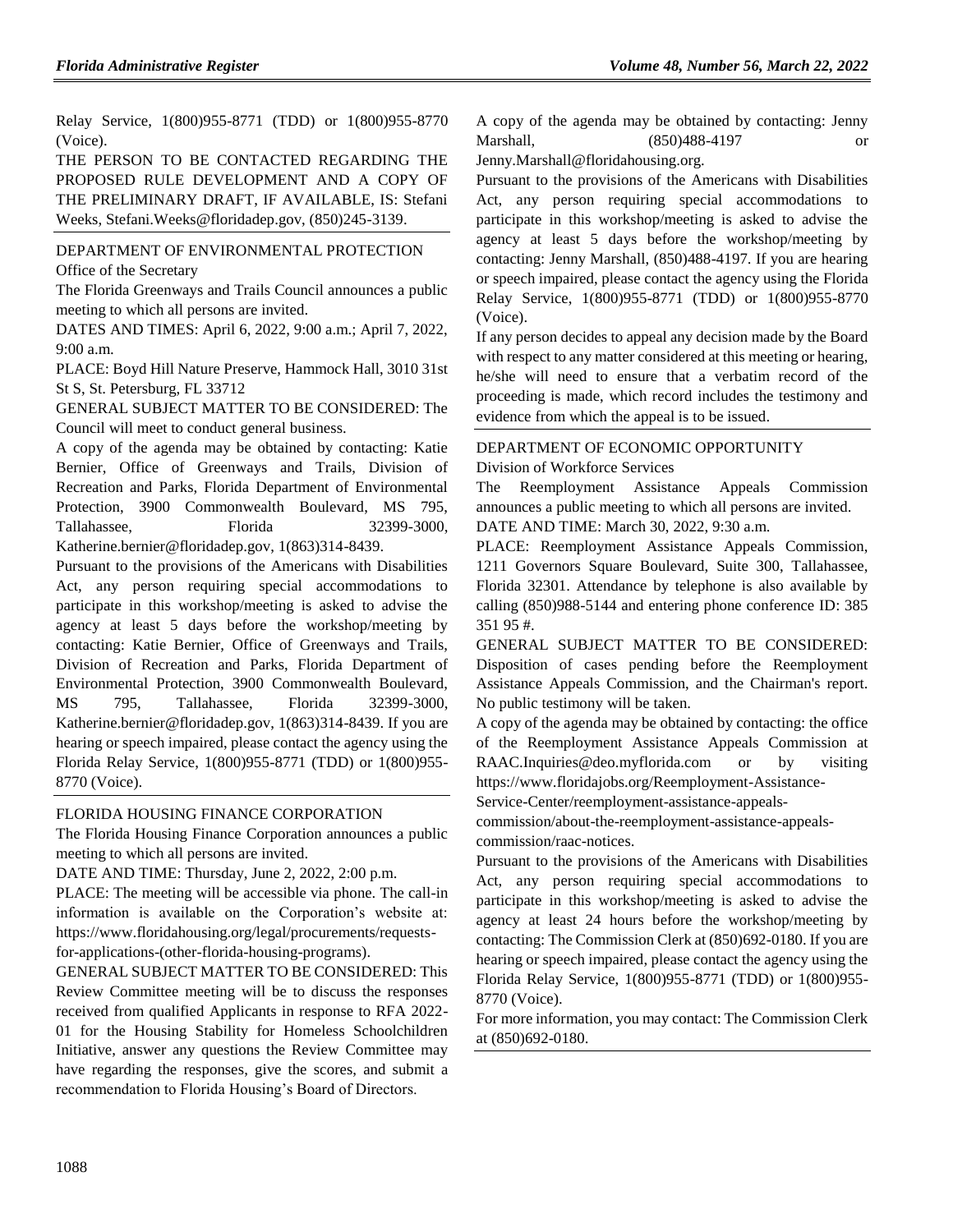Relay Service, 1(800)955-8771 (TDD) or 1(800)955-8770 (Voice).

THE PERSON TO BE CONTACTED REGARDING THE PROPOSED RULE DEVELOPMENT AND A COPY OF THE PRELIMINARY DRAFT, IF AVAILABLE, IS: Stefani Weeks, Stefani.Weeks@floridadep.gov, (850)245-3139.

DEPARTMENT OF ENVIRONMENTAL PROTECTION

Office of the Secretary

The Florida Greenways and Trails Council announces a public meeting to which all persons are invited.

DATES AND TIMES: April 6, 2022, 9:00 a.m.; April 7, 2022, 9:00 a.m.

PLACE: Boyd Hill Nature Preserve, Hammock Hall, 3010 31st St S, St. Petersburg, FL 33712

GENERAL SUBJECT MATTER TO BE CONSIDERED: The Council will meet to conduct general business.

A copy of the agenda may be obtained by contacting: Katie Bernier, Office of Greenways and Trails, Division of Recreation and Parks, Florida Department of Environmental Protection, 3900 Commonwealth Boulevard, MS 795, Tallahassee, Florida 32399-3000, Katherine.bernier@floridadep.gov, 1(863)314-8439.

Pursuant to the provisions of the Americans with Disabilities Act, any person requiring special accommodations to participate in this workshop/meeting is asked to advise the agency at least 5 days before the workshop/meeting by contacting: Katie Bernier, Office of Greenways and Trails, Division of Recreation and Parks, Florida Department of Environmental Protection, 3900 Commonwealth Boulevard, MS 795, Tallahassee, Florida 32399-3000, Katherine.bernier@floridadep.gov, 1(863)314-8439. If you are hearing or speech impaired, please contact the agency using the Florida Relay Service, 1(800)955-8771 (TDD) or 1(800)955-8770 (Voice).

FLORIDA HOUSING FINANCE CORPORATION

The Florida Housing Finance Corporation announces a public meeting to which all persons are invited.

DATE AND TIME: Thursday, June 2, 2022, 2:00 p.m.

PLACE: The meeting will be accessible via phone. The call-in information is available on the Corporation's website at: https://www.floridahousing.org/legal/procurements/requests-for-applications-(other-florida-housing-programs).

GENERAL SUBJECT MATTER TO BE CONSIDERED: This Review Committee meeting will be to discuss the responses received from qualified Applicants in response to RFA 2022-01 for the Housing Stability for Homeless Schoolchildren Initiative, answer any questions the Review Committee may have regarding the responses, give the scores, and submit a recommendation to Florida Housing's Board of Directors.

A copy of the agenda may be obtained by contacting: Jenny Marshall, (850)488-4197 or Jenny.Marshall@floridahousing.org.

Pursuant to the provisions of the Americans with Disabilities Act, any person requiring special accommodations to participate in this workshop/meeting is asked to advise the agency at least 5 days before the workshop/meeting by contacting: Jenny Marshall, (850)488-4197. If you are hearing or speech impaired, please contact the agency using the Florida Relay Service, 1(800)955-8771 (TDD) or 1(800)955-8770 (Voice).

If any person decides to appeal any decision made by the Board with respect to any matter considered at this meeting or hearing, he/she will need to ensure that a verbatim record of the proceeding is made, which record includes the testimony and evidence from which the appeal is to be issued.

DEPARTMENT OF ECONOMIC OPPORTUNITY

Division of Workforce Services

The Reemployment Assistance Appeals Commission announces a public meeting to which all persons are invited.

DATE AND TIME: March 30, 2022, 9:30 a.m.

PLACE: Reemployment Assistance Appeals Commission, 1211 Governors Square Boulevard, Suite 300, Tallahassee, Florida 32301. Attendance by telephone is also available by calling (850)988-5144 and entering phone conference ID: 385 351 95 #.

GENERAL SUBJECT MATTER TO BE CONSIDERED: Disposition of cases pending before the Reemployment Assistance Appeals Commission, and the Chairman's report. No public testimony will be taken.

A copy of the agenda may be obtained by contacting: the office of the Reemployment Assistance Appeals Commission at RAAC.Inquiries@deo.myflorida.com or by visiting https://www.floridajobs.org/Reemployment-Assistance-Service-Center/reemployment-assistance-appeals-commission/about-the-reemployment-assistance-appeals-commission/raac-notices.

Pursuant to the provisions of the Americans with Disabilities Act, any person requiring special accommodations to participate in this workshop/meeting is asked to advise the agency at least 24 hours before the workshop/meeting by contacting: The Commission Clerk at (850)692-0180. If you are hearing or speech impaired, please contact the agency using the Florida Relay Service, 1(800)955-8771 (TDD) or 1(800)955-8770 (Voice).

For more information, you may contact: The Commission Clerk at (850)692-0180.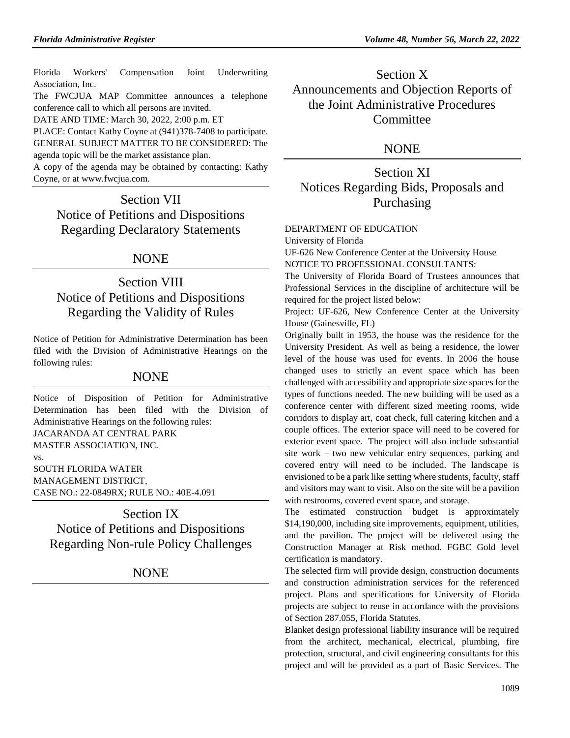Florida Workers' Compensation Joint Underwriting Association, Inc.

The FWCJUA MAP Committee announces a telephone conference call to which all persons are invited.

DATE AND TIME: March 30, 2022, 2:00 p.m. ET

PLACE: Contact Kathy Coyne at (941)378-7408 to participate.

GENERAL SUBJECT MATTER TO BE CONSIDERED: The agenda topic will be the market assistance plan.

A copy of the agenda may be obtained by contacting: Kathy Coyne, or at www.fwcjua.com.

## Section VII
## Notice of Petitions and Dispositions Regarding Declaratory Statements

NONE

## Section VIII
## Notice of Petitions and Dispositions Regarding the Validity of Rules

Notice of Petition for Administrative Determination has been filed with the Division of Administrative Hearings on the following rules:

NONE

Notice of Disposition of Petition for Administrative Determination has been filed with the Division of Administrative Hearings on the following rules:

JACARANDA AT CENTRAL PARK
MASTER ASSOCIATION, INC.
vs.
SOUTH FLORIDA WATER
MANAGEMENT DISTRICT,
CASE NO.: 22-0849RX; RULE NO.: 40E-4.091

## Section IX
## Notice of Petitions and Dispositions Regarding Non-rule Policy Challenges

NONE

## Section X
## Announcements and Objection Reports of the Joint Administrative Procedures Committee

NONE

## Section XI
## Notices Regarding Bids, Proposals and Purchasing

DEPARTMENT OF EDUCATION

University of Florida

UF-626 New Conference Center at the University House

NOTICE TO PROFESSIONAL CONSULTANTS:

The University of Florida Board of Trustees announces that Professional Services in the discipline of architecture will be required for the project listed below:

Project: UF-626, New Conference Center at the University House (Gainesville, FL)

Originally built in 1953, the house was the residence for the University President. As well as being a residence, the lower level of the house was used for events. In 2006 the house changed uses to strictly an event space which has been challenged with accessibility and appropriate size spaces for the types of functions needed. The new building will be used as a conference center with different sized meeting rooms, wide corridors to display art, coat check, full catering kitchen and a couple offices. The exterior space will need to be covered for exterior event space. The project will also include substantial site work – two new vehicular entry sequences, parking and covered entry will need to be included. The landscape is envisioned to be a park like setting where students, faculty, staff and visitors may want to visit. Also on the site will be a pavilion with restrooms, covered event space, and storage.

The estimated construction budget is approximately $14,190,000, including site improvements, equipment, utilities, and the pavilion. The project will be delivered using the Construction Manager at Risk method. FGBC Gold level certification is mandatory.

The selected firm will provide design, construction documents and construction administration services for the referenced project. Plans and specifications for University of Florida projects are subject to reuse in accordance with the provisions of Section 287.055, Florida Statutes.

Blanket design professional liability insurance will be required from the architect, mechanical, electrical, plumbing, fire protection, structural, and civil engineering consultants for this project and will be provided as a part of Basic Services. The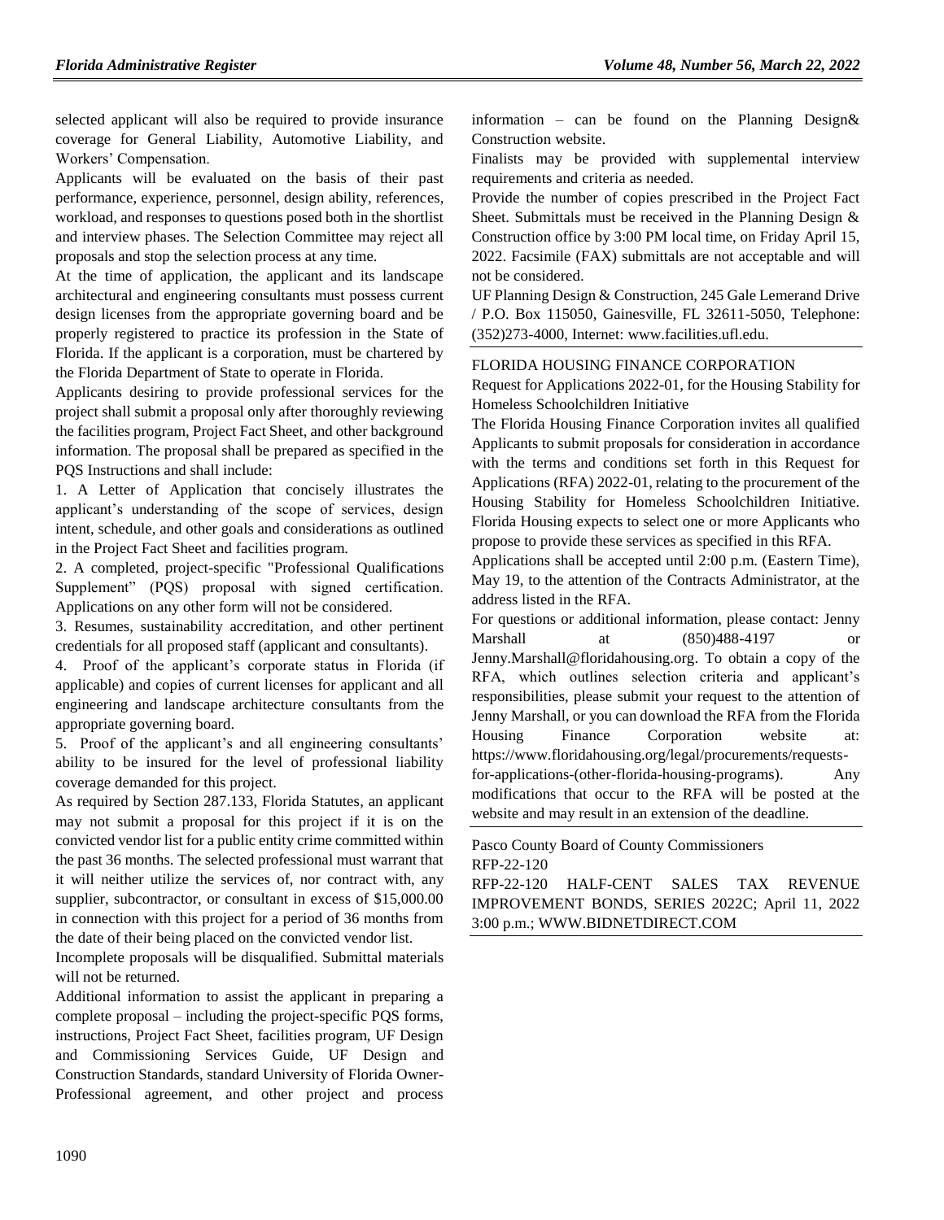selected applicant will also be required to provide insurance coverage for General Liability, Automotive Liability, and Workers' Compensation.

Applicants will be evaluated on the basis of their past performance, experience, personnel, design ability, references, workload, and responses to questions posed both in the shortlist and interview phases. The Selection Committee may reject all proposals and stop the selection process at any time.

At the time of application, the applicant and its landscape architectural and engineering consultants must possess current design licenses from the appropriate governing board and be properly registered to practice its profession in the State of Florida. If the applicant is a corporation, must be chartered by the Florida Department of State to operate in Florida.

Applicants desiring to provide professional services for the project shall submit a proposal only after thoroughly reviewing the facilities program, Project Fact Sheet, and other background information. The proposal shall be prepared as specified in the PQS Instructions and shall include:

1. A Letter of Application that concisely illustrates the applicant's understanding of the scope of services, design intent, schedule, and other goals and considerations as outlined in the Project Fact Sheet and facilities program.
2. A completed, project-specific "Professional Qualifications Supplement" (PQS) proposal with signed certification. Applications on any other form will not be considered.
3. Resumes, sustainability accreditation, and other pertinent credentials for all proposed staff (applicant and consultants).
4. Proof of the applicant's corporate status in Florida (if applicable) and copies of current licenses for applicant and all engineering and landscape architecture consultants from the appropriate governing board.
5. Proof of the applicant's and all engineering consultants' ability to be insured for the level of professional liability coverage demanded for this project.

As required by Section 287.133, Florida Statutes, an applicant may not submit a proposal for this project if it is on the convicted vendor list for a public entity crime committed within the past 36 months. The selected professional must warrant that it will neither utilize the services of, nor contract with, any supplier, subcontractor, or consultant in excess of $15,000.00 in connection with this project for a period of 36 months from the date of their being placed on the convicted vendor list.

Incomplete proposals will be disqualified. Submittal materials will not be returned.

Additional information to assist the applicant in preparing a complete proposal – including the project-specific PQS forms, instructions, Project Fact Sheet, facilities program, UF Design and Commissioning Services Guide, UF Design and Construction Standards, standard University of Florida Owner-Professional agreement, and other project and process information – can be found on the Planning Design& Construction website.

Finalists may be provided with supplemental interview requirements and criteria as needed.

Provide the number of copies prescribed in the Project Fact Sheet. Submittals must be received in the Planning Design & Construction office by 3:00 PM local time, on Friday April 15, 2022. Facsimile (FAX) submittals are not acceptable and will not be considered.

UF Planning Design & Construction, 245 Gale Lemerand Drive / P.O. Box 115050, Gainesville, FL 32611-5050, Telephone: (352)273-4000, Internet: www.facilities.ufl.edu.

FLORIDA HOUSING FINANCE CORPORATION

Request for Applications 2022-01, for the Housing Stability for Homeless Schoolchildren Initiative

The Florida Housing Finance Corporation invites all qualified Applicants to submit proposals for consideration in accordance with the terms and conditions set forth in this Request for Applications (RFA) 2022-01, relating to the procurement of the Housing Stability for Homeless Schoolchildren Initiative. Florida Housing expects to select one or more Applicants who propose to provide these services as specified in this RFA.

Applications shall be accepted until 2:00 p.m. (Eastern Time), May 19, to the attention of the Contracts Administrator, at the address listed in the RFA.

For questions or additional information, please contact: Jenny Marshall at (850)488-4197 or Jenny.Marshall@floridahousing.org. To obtain a copy of the RFA, which outlines selection criteria and applicant's responsibilities, please submit your request to the attention of Jenny Marshall, or you can download the RFA from the Florida Housing Finance Corporation website at: https://www.floridahousing.org/legal/procurements/requests-for-applications-(other-florida-housing-programs). Any modifications that occur to the RFA will be posted at the website and may result in an extension of the deadline.

Pasco County Board of County Commissioners

RFP-22-120

RFP-22-120 HALF-CENT SALES TAX REVENUE IMPROVEMENT BONDS, SERIES 2022C; April 11, 2022 3:00 p.m.; WWW.BIDNETDIRECT.COM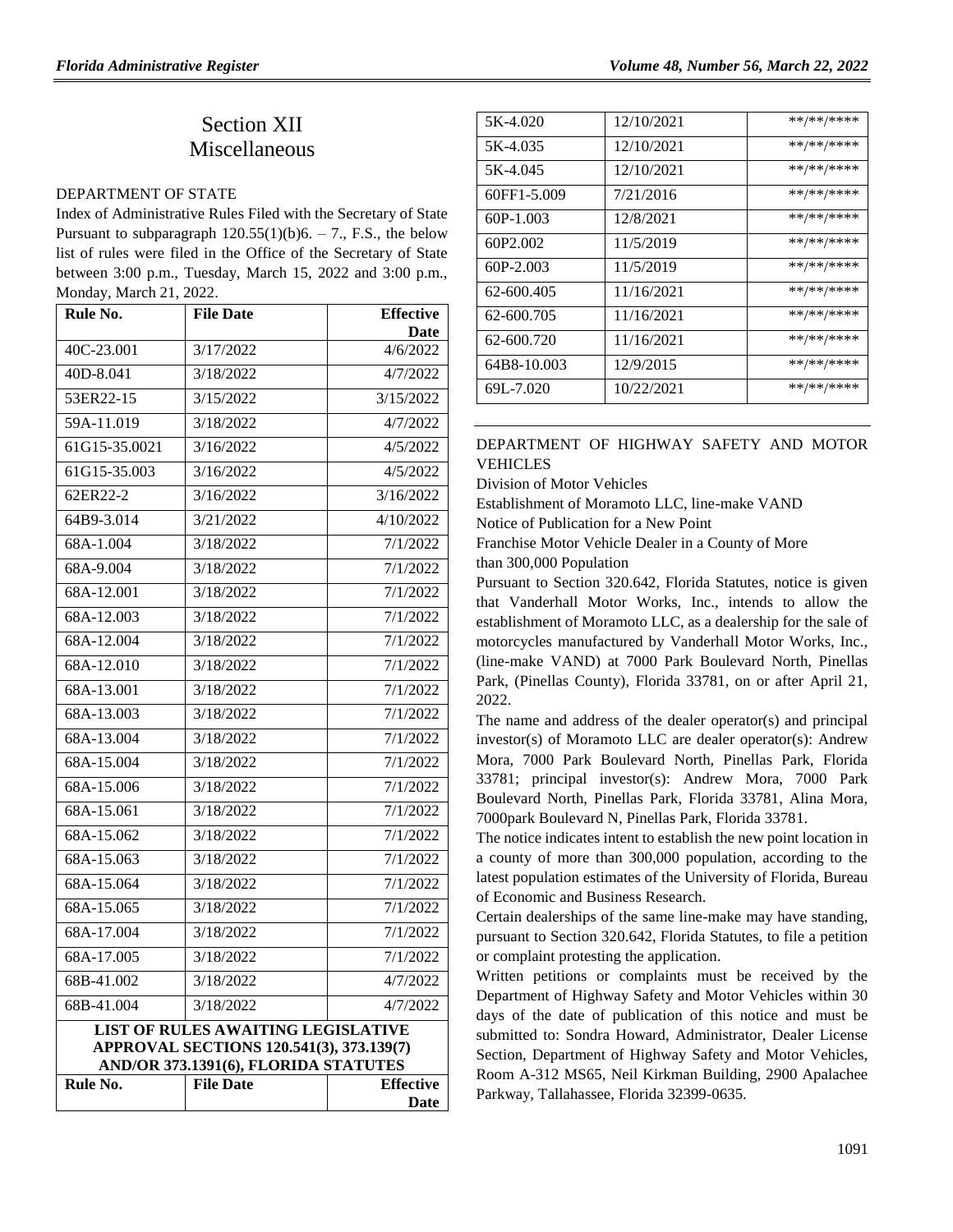# Section XII
# Miscellaneous

DEPARTMENT OF STATE

Index of Administrative Rules Filed with the Secretary of State Pursuant to subparagraph 120.55(1)(b)6. – 7., F.S., the below list of rules were filed in the Office of the Secretary of State between 3:00 p.m., Tuesday, March 15, 2022 and 3:00 p.m., Monday, March 21, 2022.

| Rule No. | File Date | Effective Date |
|---|---|---|
| 40C-23.001 | 3/17/2022 | 4/6/2022 |
| 40D-8.041 | 3/18/2022 | 4/7/2022 |
| 53ER22-15 | 3/15/2022 | 3/15/2022 |
| 59A-11.019 | 3/18/2022 | 4/7/2022 |
| 61G15-35.0021 | 3/16/2022 | 4/5/2022 |
| 61G15-35.003 | 3/16/2022 | 4/5/2022 |
| 62ER22-2 | 3/16/2022 | 3/16/2022 |
| 64B9-3.014 | 3/21/2022 | 4/10/2022 |
| 68A-1.004 | 3/18/2022 | 7/1/2022 |
| 68A-9.004 | 3/18/2022 | 7/1/2022 |
| 68A-12.001 | 3/18/2022 | 7/1/2022 |
| 68A-12.003 | 3/18/2022 | 7/1/2022 |
| 68A-12.004 | 3/18/2022 | 7/1/2022 |
| 68A-12.010 | 3/18/2022 | 7/1/2022 |
| 68A-13.001 | 3/18/2022 | 7/1/2022 |
| 68A-13.003 | 3/18/2022 | 7/1/2022 |
| 68A-13.004 | 3/18/2022 | 7/1/2022 |
| 68A-15.004 | 3/18/2022 | 7/1/2022 |
| 68A-15.006 | 3/18/2022 | 7/1/2022 |
| 68A-15.061 | 3/18/2022 | 7/1/2022 |
| 68A-15.062 | 3/18/2022 | 7/1/2022 |
| 68A-15.063 | 3/18/2022 | 7/1/2022 |
| 68A-15.064 | 3/18/2022 | 7/1/2022 |
| 68A-15.065 | 3/18/2022 | 7/1/2022 |
| 68A-17.004 | 3/18/2022 | 7/1/2022 |
| 68A-17.005 | 3/18/2022 | 7/1/2022 |
| 68B-41.002 | 3/18/2022 | 4/7/2022 |
| 68B-41.004 | 3/18/2022 | 4/7/2022 |

**LIST OF RULES AWAITING LEGISLATIVE APPROVAL SECTIONS 120.541(3), 373.139(7) AND/OR 373.1391(6), FLORIDA STATUTES**

| Rule No. | File Date | Effective Date |
|---|---|---|
| 5K-4.020 | 12/10/2021 | \*\*/\*\*/\*\*\*\* |
| 5K-4.035 | 12/10/2021 | \*\*/\*\*/\*\*\*\* |
| 5K-4.045 | 12/10/2021 | \*\*/\*\*/\*\*\*\* |
| 60FF1-5.009 | 7/21/2016 | \*\*/\*\*/\*\*\*\* |
| 60P-1.003 | 12/8/2021 | \*\*/\*\*/\*\*\*\* |
| 60P2.002 | 11/5/2019 | \*\*/\*\*/\*\*\*\* |
| 60P-2.003 | 11/5/2019 | \*\*/\*\*/\*\*\*\* |
| 62-600.405 | 11/16/2021 | \*\*/\*\*/\*\*\*\* |
| 62-600.705 | 11/16/2021 | \*\*/\*\*/\*\*\*\* |
| 62-600.720 | 11/16/2021 | \*\*/\*\*/\*\*\*\* |
| 64B8-10.003 | 12/9/2015 | \*\*/\*\*/\*\*\*\* |
| 69L-7.020 | 10/22/2021 | \*\*/\*\*/\*\*\*\* |

DEPARTMENT OF HIGHWAY SAFETY AND MOTOR VEHICLES

Division of Motor Vehicles

Establishment of Moramoto LLC, line-make VAND

Notice of Publication for a New Point

Franchise Motor Vehicle Dealer in a County of More than 300,000 Population

Pursuant to Section 320.642, Florida Statutes, notice is given that Vanderhall Motor Works, Inc., intends to allow the establishment of Moramoto LLC, as a dealership for the sale of motorcycles manufactured by Vanderhall Motor Works, Inc., (line-make VAND) at 7000 Park Boulevard North, Pinellas Park, (Pinellas County), Florida 33781, on or after April 21, 2022.

The name and address of the dealer operator(s) and principal investor(s) of Moramoto LLC are dealer operator(s): Andrew Mora, 7000 Park Boulevard North, Pinellas Park, Florida 33781; principal investor(s): Andrew Mora, 7000 Park Boulevard North, Pinellas Park, Florida 33781, Alina Mora, 7000park Boulevard N, Pinellas Park, Florida 33781.

The notice indicates intent to establish the new point location in a county of more than 300,000 population, according to the latest population estimates of the University of Florida, Bureau of Economic and Business Research.

Certain dealerships of the same line-make may have standing, pursuant to Section 320.642, Florida Statutes, to file a petition or complaint protesting the application.

Written petitions or complaints must be received by the Department of Highway Safety and Motor Vehicles within 30 days of the date of publication of this notice and must be submitted to: Sondra Howard, Administrator, Dealer License Section, Department of Highway Safety and Motor Vehicles, Room A-312 MS65, Neil Kirkman Building, 2900 Apalachee Parkway, Tallahassee, Florida 32399-0635.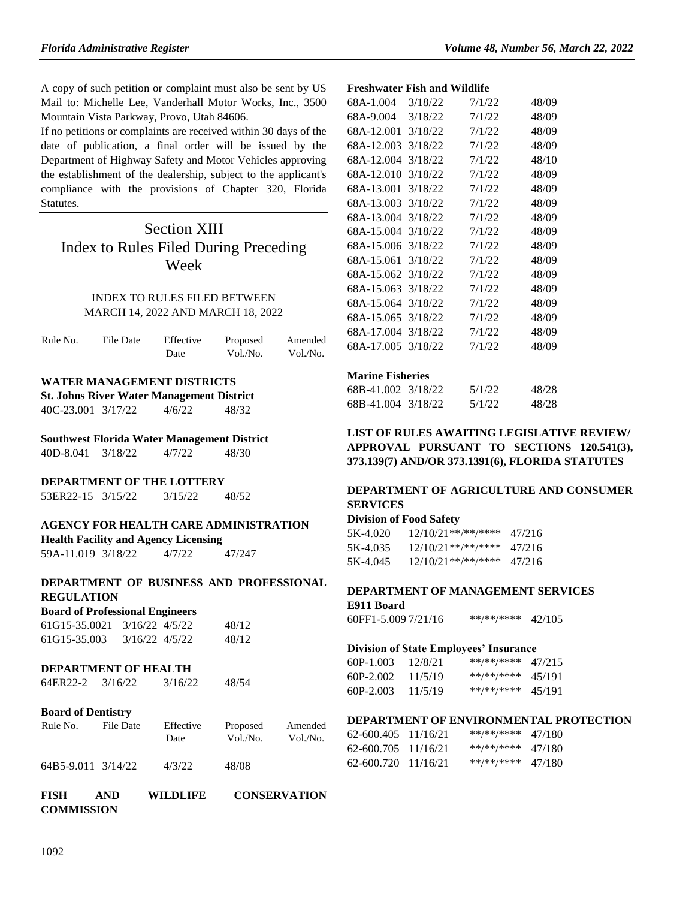A copy of such petition or complaint must also be sent by US Mail to: Michelle Lee, Vanderhall Motor Works, Inc., 3500 Mountain Vista Parkway, Provo, Utah 84606.

If no petitions or complaints are received within 30 days of the date of publication, a final order will be issued by the Department of Highway Safety and Motor Vehicles approving the establishment of the dealership, subject to the applicant's compliance with the provisions of Chapter 320, Florida Statutes.

# Section XIII Index to Rules Filed During Preceding Week

INDEX TO RULES FILED BETWEEN MARCH 14, 2022 AND MARCH 18, 2022

| Rule No. | File Date | Effective Date | Proposed Vol./No. | Amended Vol./No. |
|---|---|---|---|---|

**WATER MANAGEMENT DISTRICTS**

**St. Johns River Water Management District**

| Rule No. | File Date | Effective Date | Proposed Vol./No. | Amended Vol./No. |
|---|---|---|---|---|
| 40C-23.001 | 3/17/22 | 4/6/22 | 48/32 | |

**Southwest Florida Water Management District**

| Rule No. | File Date | Effective Date | Proposed Vol./No. | Amended Vol./No. |
|---|---|---|---|---|
| 40D-8.041 | 3/18/22 | 4/7/22 | 48/30 | |

**DEPARTMENT OF THE LOTTERY**

| Rule No. | File Date | Effective Date | Proposed Vol./No. | Amended Vol./No. |
|---|---|---|---|---|
| 53ER22-15 | 3/15/22 | 3/15/22 | 48/52 | |

**AGENCY FOR HEALTH CARE ADMINISTRATION**

**Health Facility and Agency Licensing**

| Rule No. | File Date | Effective Date | Proposed Vol./No. | Amended Vol./No. |
|---|---|---|---|---|
| 59A-11.019 | 3/18/22 | 4/7/22 | 47/247 | |

**DEPARTMENT OF BUSINESS AND PROFESSIONAL REGULATION**

**Board of Professional Engineers**

| Rule No. | File Date | Effective Date | Proposed Vol./No. | Amended Vol./No. |
|---|---|---|---|---|
| 61G15-35.0021 | 3/16/22 | 4/5/22 | 48/12 | |
| 61G15-35.003 | 3/16/22 | 4/5/22 | 48/12 | |

**DEPARTMENT OF HEALTH**

| Rule No. | File Date | Effective Date | Proposed Vol./No. | Amended Vol./No. |
|---|---|---|---|---|
| 64ER22-2 | 3/16/22 | 3/16/22 | 48/54 | |

**Board of Dentistry**

| Rule No. | File Date | Effective Date | Proposed Vol./No. | Amended Vol./No. |
|---|---|---|---|---|
| 64B5-9.011 | 3/14/22 | 4/3/22 | 48/08 | |

**FISH AND WILDLIFE CONSERVATION COMMISSION**

**Freshwater Fish and Wildlife**

| Rule No. | File Date | Effective Date | Proposed Vol./No. | Amended Vol./No. |
|---|---|---|---|---|
| 68A-1.004 | 3/18/22 | 7/1/22 | 48/09 | |
| 68A-9.004 | 3/18/22 | 7/1/22 | 48/09 | |
| 68A-12.001 | 3/18/22 | 7/1/22 | 48/09 | |
| 68A-12.003 | 3/18/22 | 7/1/22 | 48/09 | |
| 68A-12.004 | 3/18/22 | 7/1/22 | 48/10 | |
| 68A-12.010 | 3/18/22 | 7/1/22 | 48/09 | |
| 68A-13.001 | 3/18/22 | 7/1/22 | 48/09 | |
| 68A-13.003 | 3/18/22 | 7/1/22 | 48/09 | |
| 68A-13.004 | 3/18/22 | 7/1/22 | 48/09 | |
| 68A-15.004 | 3/18/22 | 7/1/22 | 48/09 | |
| 68A-15.006 | 3/18/22 | 7/1/22 | 48/09 | |
| 68A-15.061 | 3/18/22 | 7/1/22 | 48/09 | |
| 68A-15.062 | 3/18/22 | 7/1/22 | 48/09 | |
| 68A-15.063 | 3/18/22 | 7/1/22 | 48/09 | |
| 68A-15.064 | 3/18/22 | 7/1/22 | 48/09 | |
| 68A-15.065 | 3/18/22 | 7/1/22 | 48/09 | |
| 68A-17.004 | 3/18/22 | 7/1/22 | 48/09 | |
| 68A-17.005 | 3/18/22 | 7/1/22 | 48/09 | |

**Marine Fisheries**

| Rule No. | File Date | Effective Date | Proposed Vol./No. | Amended Vol./No. |
|---|---|---|---|---|
| 68B-41.002 | 3/18/22 | 5/1/22 | 48/28 | |
| 68B-41.004 | 3/18/22 | 5/1/22 | 48/28 | |

**LIST OF RULES AWAITING LEGISLATIVE REVIEW/ APPROVAL PURSUANT TO SECTIONS 120.541(3), 373.139(7) AND/OR 373.1391(6), FLORIDA STATUTES**

**DEPARTMENT OF AGRICULTURE AND CONSUMER SERVICES**

**Division of Food Safety**

| Rule No. | File Date | Effective Date | Proposed Vol./No. |
|---|---|---|---|
| 5K-4.020 | 12/10/21 | **/**/**** | 47/216 |
| 5K-4.035 | 12/10/21 | **/**/**** | 47/216 |
| 5K-4.045 | 12/10/21 | **/**/**** | 47/216 |

**DEPARTMENT OF MANAGEMENT SERVICES**

**E911 Board**

| Rule No. | File Date | Effective Date | Proposed Vol./No. |
|---|---|---|---|
| 60FF1-5.009 | 7/21/16 | **/**/**** | 42/105 |

**Division of State Employees' Insurance**

| Rule No. | File Date | Effective Date | Proposed Vol./No. |
|---|---|---|---|
| 60P-1.003 | 12/8/21 | **/**/**** | 47/215 |
| 60P-2.002 | 11/5/19 | **/**/**** | 45/191 |
| 60P-2.003 | 11/5/19 | **/**/**** | 45/191 |

**DEPARTMENT OF ENVIRONMENTAL PROTECTION**

| Rule No. | File Date | Effective Date | Proposed Vol./No. |
|---|---|---|---|
| 62-600.405 | 11/16/21 | **/**/**** | 47/180 |
| 62-600.705 | 11/16/21 | **/**/**** | 47/180 |
| 62-600.720 | 11/16/21 | **/**/**** | 47/180 |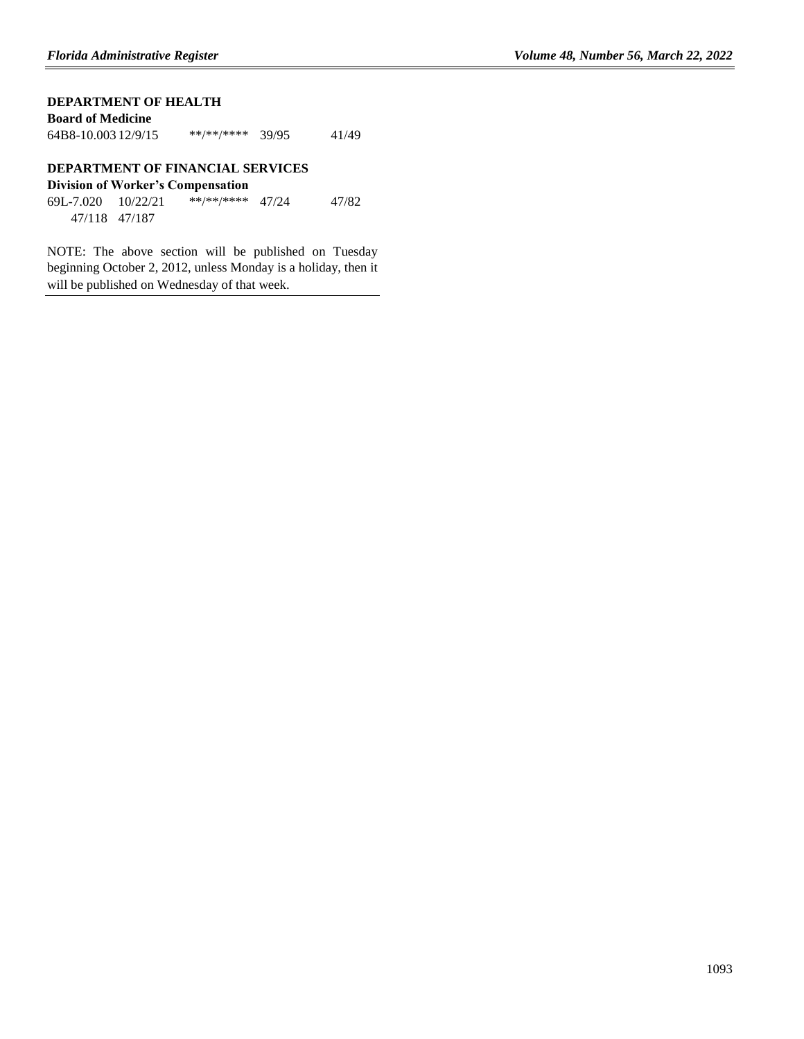**DEPARTMENT OF HEALTH**

**Board of Medicine**

| | | | | |
|---|---|---|---|---|
| 64B8-10.003 | 12/9/15 | \*\*/\*\*/\*\*\*\* | 39/95 | 41/49 |

**DEPARTMENT OF FINANCIAL SERVICES**

**Division of Worker's Compensation**

| | | | | |
|---|---|---|---|---|
| 69L-7.020 | 10/22/21 | \*\*/\*\*/\*\*\*\* | 47/24 | 47/82 |
| 47/118 | 47/187 | | | |

NOTE: The above section will be published on Tuesday beginning October 2, 2012, unless Monday is a holiday, then it will be published on Wednesday of that week.